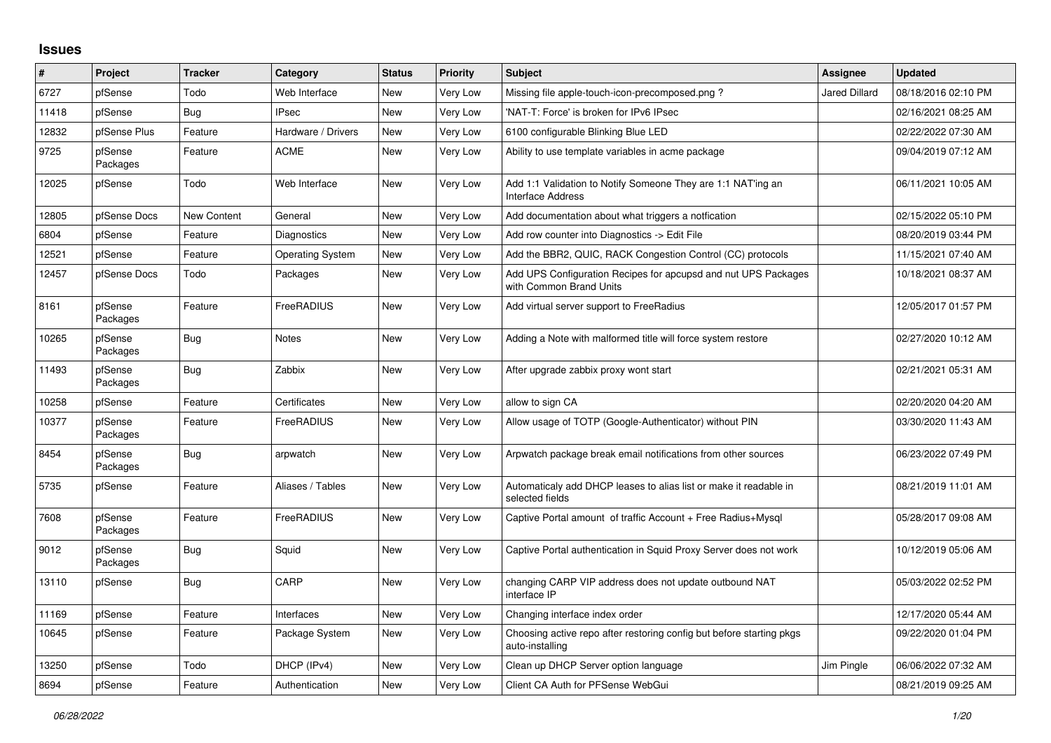## Issues

| # | Project | Tracker | Category | Status | Priority | Subject | Assignee | Updated |
|---|---|---|---|---|---|---|---|---|
| 6727 | pfSense | Todo | Web Interface | New | Very Low | Missing file apple-touch-icon-precomposed.png ? | Jared Dillard | 08/18/2016 02:10 PM |
| 11418 | pfSense | Bug | IPsec | New | Very Low | 'NAT-T: Force' is broken for IPv6 IPsec | | 02/16/2021 08:25 AM |
| 12832 | pfSense Plus | Feature | Hardware / Drivers | New | Very Low | 6100 configurable Blinking Blue LED | | 02/22/2022 07:30 AM |
| 9725 | pfSense Packages | Feature | ACME | New | Very Low | Ability to use template variables in acme package | | 09/04/2019 07:12 AM |
| 12025 | pfSense | Todo | Web Interface | New | Very Low | Add 1:1 Validation to Notify Someone They are 1:1 NAT'ing an Interface Address | | 06/11/2021 10:05 AM |
| 12805 | pfSense Docs | New Content | General | New | Very Low | Add documentation about what triggers a notfication | | 02/15/2022 05:10 PM |
| 6804 | pfSense | Feature | Diagnostics | New | Very Low | Add row counter into Diagnostics -> Edit File | | 08/20/2019 03:44 PM |
| 12521 | pfSense | Feature | Operating System | New | Very Low | Add the BBR2, QUIC, RACK Congestion Control (CC) protocols | | 11/15/2021 07:40 AM |
| 12457 | pfSense Docs | Todo | Packages | New | Very Low | Add UPS Configuration Recipes for apcupsd and nut UPS Packages with Common Brand Units | | 10/18/2021 08:37 AM |
| 8161 | pfSense Packages | Feature | FreeRADIUS | New | Very Low | Add virtual server support to FreeRadius | | 12/05/2017 01:57 PM |
| 10265 | pfSense Packages | Bug | Notes | New | Very Low | Adding a Note with malformed title will force system restore | | 02/27/2020 10:12 AM |
| 11493 | pfSense Packages | Bug | Zabbix | New | Very Low | After upgrade zabbix proxy wont start | | 02/21/2021 05:31 AM |
| 10258 | pfSense | Feature | Certificates | New | Very Low | allow to sign CA | | 02/20/2020 04:20 AM |
| 10377 | pfSense Packages | Feature | FreeRADIUS | New | Very Low | Allow usage of TOTP (Google-Authenticator) without PIN | | 03/30/2020 11:43 AM |
| 8454 | pfSense Packages | Bug | arpwatch | New | Very Low | Arpwatch package break email notifications from other sources | | 06/23/2022 07:49 PM |
| 5735 | pfSense | Feature | Aliases / Tables | New | Very Low | Automaticaly add DHCP leases to alias list or make it readable in selected fields | | 08/21/2019 11:01 AM |
| 7608 | pfSense Packages | Feature | FreeRADIUS | New | Very Low | Captive Portal amount of traffic Account + Free Radius+Mysql | | 05/28/2017 09:08 AM |
| 9012 | pfSense Packages | Bug | Squid | New | Very Low | Captive Portal authentication in Squid Proxy Server does not work | | 10/12/2019 05:06 AM |
| 13110 | pfSense | Bug | CARP | New | Very Low | changing CARP VIP address does not update outbound NAT interface IP | | 05/03/2022 02:52 PM |
| 11169 | pfSense | Feature | Interfaces | New | Very Low | Changing interface index order | | 12/17/2020 05:44 AM |
| 10645 | pfSense | Feature | Package System | New | Very Low | Choosing active repo after restoring config but before starting pkgs auto-installing | | 09/22/2020 01:04 PM |
| 13250 | pfSense | Todo | DHCP (IPv4) | New | Very Low | Clean up DHCP Server option language | Jim Pingle | 06/06/2022 07:32 AM |
| 8694 | pfSense | Feature | Authentication | New | Very Low | Client CA Auth for PFSense WebGui | | 08/21/2019 09:25 AM |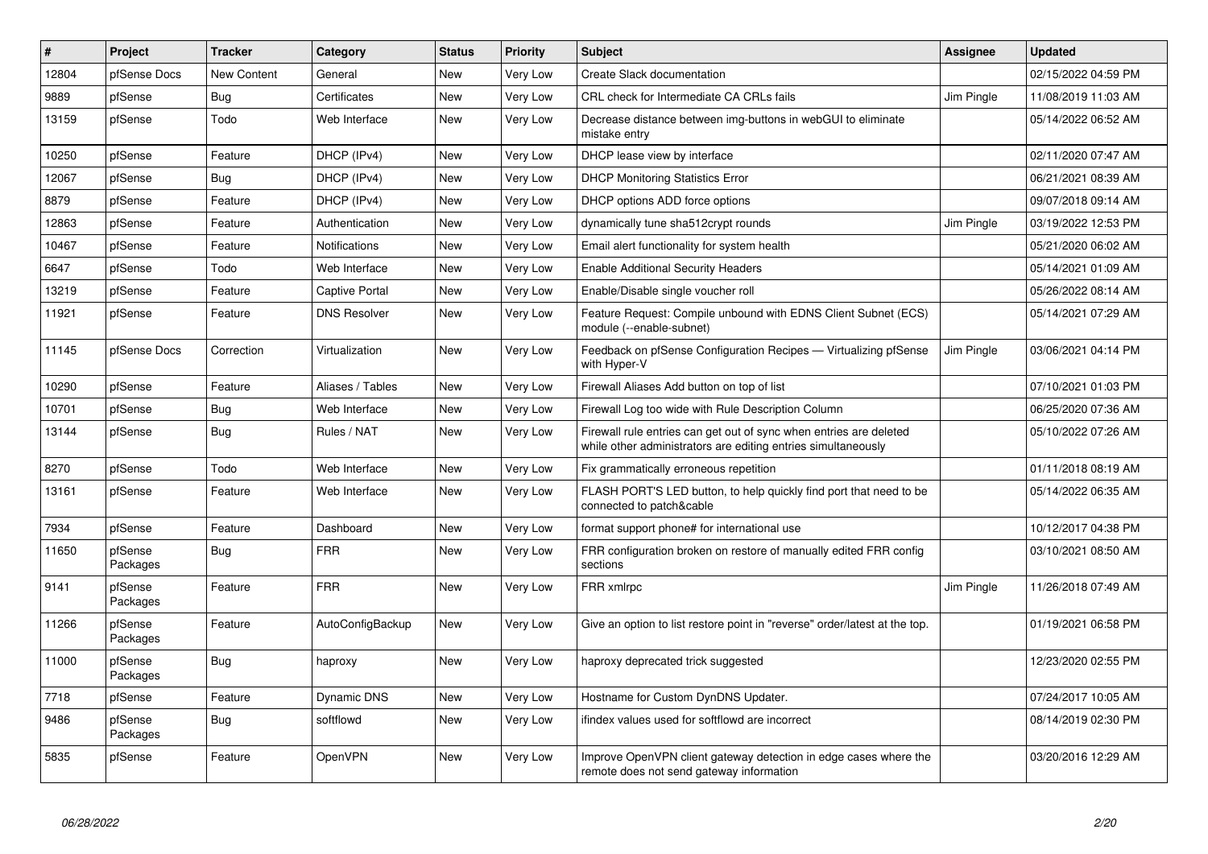| # | Project | Tracker | Category | Status | Priority | Subject | Assignee | Updated |
| --- | --- | --- | --- | --- | --- | --- | --- | --- |
| 12804 | pfSense Docs | New Content | General | New | Very Low | Create Slack documentation | | 02/15/2022 04:59 PM |
| 9889 | pfSense | Bug | Certificates | New | Very Low | CRL check for Intermediate CA CRLs fails | Jim Pingle | 11/08/2019 11:03 AM |
| 13159 | pfSense | Todo | Web Interface | New | Very Low | Decrease distance between img-buttons in webGUI to eliminate mistake entry | | 05/14/2022 06:52 AM |
| 10250 | pfSense | Feature | DHCP (IPv4) | New | Very Low | DHCP lease view by interface | | 02/11/2020 07:47 AM |
| 12067 | pfSense | Bug | DHCP (IPv4) | New | Very Low | DHCP Monitoring Statistics Error | | 06/21/2021 08:39 AM |
| 8879 | pfSense | Feature | DHCP (IPv4) | New | Very Low | DHCP options ADD force options | | 09/07/2018 09:14 AM |
| 12863 | pfSense | Feature | Authentication | New | Very Low | dynamically tune sha512crypt rounds | Jim Pingle | 03/19/2022 12:53 PM |
| 10467 | pfSense | Feature | Notifications | New | Very Low | Email alert functionality for system health | | 05/21/2020 06:02 AM |
| 6647 | pfSense | Todo | Web Interface | New | Very Low | Enable Additional Security Headers | | 05/14/2021 01:09 AM |
| 13219 | pfSense | Feature | Captive Portal | New | Very Low | Enable/Disable single voucher roll | | 05/26/2022 08:14 AM |
| 11921 | pfSense | Feature | DNS Resolver | New | Very Low | Feature Request: Compile unbound with EDNS Client Subnet (ECS) module (--enable-subnet) | | 05/14/2021 07:29 AM |
| 11145 | pfSense Docs | Correction | Virtualization | New | Very Low | Feedback on pfSense Configuration Recipes — Virtualizing pfSense with Hyper-V | Jim Pingle | 03/06/2021 04:14 PM |
| 10290 | pfSense | Feature | Aliases / Tables | New | Very Low | Firewall Aliases Add button on top of list | | 07/10/2021 01:03 PM |
| 10701 | pfSense | Bug | Web Interface | New | Very Low | Firewall Log too wide with Rule Description Column | | 06/25/2020 07:36 AM |
| 13144 | pfSense | Bug | Rules / NAT | New | Very Low | Firewall rule entries can get out of sync when entries are deleted while other administrators are editing entries simultaneously | | 05/10/2022 07:26 AM |
| 8270 | pfSense | Todo | Web Interface | New | Very Low | Fix grammatically erroneous repetition | | 01/11/2018 08:19 AM |
| 13161 | pfSense | Feature | Web Interface | New | Very Low | FLASH PORT'S LED button, to help quickly find port that need to be connected to patch&cable | | 05/14/2022 06:35 AM |
| 7934 | pfSense | Feature | Dashboard | New | Very Low | format support phone# for international use | | 10/12/2017 04:38 PM |
| 11650 | pfSense Packages | Bug | FRR | New | Very Low | FRR configuration broken on restore of manually edited FRR config sections | | 03/10/2021 08:50 AM |
| 9141 | pfSense Packages | Feature | FRR | New | Very Low | FRR xmlrpc | Jim Pingle | 11/26/2018 07:49 AM |
| 11266 | pfSense Packages | Feature | AutoConfigBackup | New | Very Low | Give an option to list restore point in "reverse" order/latest at the top. | | 01/19/2021 06:58 PM |
| 11000 | pfSense Packages | Bug | haproxy | New | Very Low | haproxy deprecated trick suggested | | 12/23/2020 02:55 PM |
| 7718 | pfSense | Feature | Dynamic DNS | New | Very Low | Hostname for Custom DynDNS Updater. | | 07/24/2017 10:05 AM |
| 9486 | pfSense Packages | Bug | softflowd | New | Very Low | ifindex values used for softflowd are incorrect | | 08/14/2019 02:30 PM |
| 5835 | pfSense | Feature | OpenVPN | New | Very Low | Improve OpenVPN client gateway detection in edge cases where the remote does not send gateway information | | 03/20/2016 12:29 AM |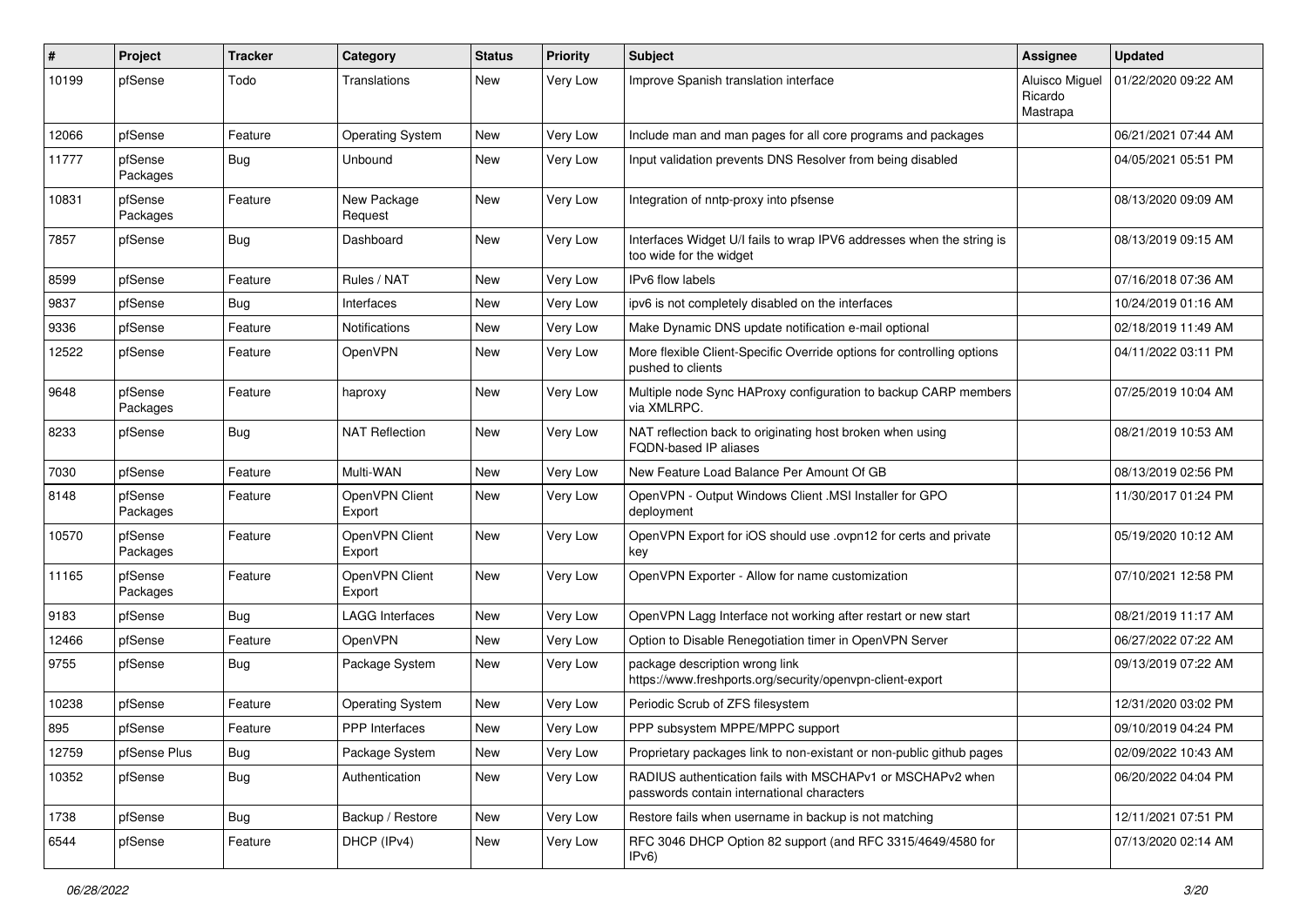| # | Project | Tracker | Category | Status | Priority | Subject | Assignee | Updated |
| --- | --- | --- | --- | --- | --- | --- | --- | --- |
| 10199 | pfSense | Todo | Translations | New | Very Low | Improve Spanish translation interface | Aluisco Miguel Ricardo Mastrapa | 01/22/2020 09:22 AM |
| 12066 | pfSense | Feature | Operating System | New | Very Low | Include man and man pages for all core programs and packages | | 06/21/2021 07:44 AM |
| 11777 | pfSense Packages | Bug | Unbound | New | Very Low | Input validation prevents DNS Resolver from being disabled | | 04/05/2021 05:51 PM |
| 10831 | pfSense Packages | Feature | New Package Request | New | Very Low | Integration of nntp-proxy into pfsense | | 08/13/2020 09:09 AM |
| 7857 | pfSense | Bug | Dashboard | New | Very Low | Interfaces Widget U/I fails to wrap IPV6 addresses when the string is too wide for the widget | | 08/13/2019 09:15 AM |
| 8599 | pfSense | Feature | Rules / NAT | New | Very Low | IPv6 flow labels | | 07/16/2018 07:36 AM |
| 9837 | pfSense | Bug | Interfaces | New | Very Low | ipv6 is not completely disabled on the interfaces | | 10/24/2019 01:16 AM |
| 9336 | pfSense | Feature | Notifications | New | Very Low | Make Dynamic DNS update notification e-mail optional | | 02/18/2019 11:49 AM |
| 12522 | pfSense | Feature | OpenVPN | New | Very Low | More flexible Client-Specific Override options for controlling options pushed to clients | | 04/11/2022 03:11 PM |
| 9648 | pfSense Packages | Feature | haproxy | New | Very Low | Multiple node Sync HAProxy configuration to backup CARP members via XMLRPC. | | 07/25/2019 10:04 AM |
| 8233 | pfSense | Bug | NAT Reflection | New | Very Low | NAT reflection back to originating host broken when using FQDN-based IP aliases | | 08/21/2019 10:53 AM |
| 7030 | pfSense | Feature | Multi-WAN | New | Very Low | New Feature Load Balance Per Amount Of GB | | 08/13/2019 02:56 PM |
| 8148 | pfSense Packages | Feature | OpenVPN Client Export | New | Very Low | OpenVPN - Output Windows Client .MSI Installer for GPO deployment | | 11/30/2017 01:24 PM |
| 10570 | pfSense Packages | Feature | OpenVPN Client Export | New | Very Low | OpenVPN Export for iOS should use .ovpn12 for certs and private key | | 05/19/2020 10:12 AM |
| 11165 | pfSense Packages | Feature | OpenVPN Client Export | New | Very Low | OpenVPN Exporter - Allow for name customization | | 07/10/2021 12:58 PM |
| 9183 | pfSense | Bug | LAGG Interfaces | New | Very Low | OpenVPN Lagg Interface not working after restart or new start | | 08/21/2019 11:17 AM |
| 12466 | pfSense | Feature | OpenVPN | New | Very Low | Option to Disable Renegotiation timer in OpenVPN Server | | 06/27/2022 07:22 AM |
| 9755 | pfSense | Bug | Package System | New | Very Low | package description wrong link https://www.freshports.org/security/openvpn-client-export | | 09/13/2019 07:22 AM |
| 10238 | pfSense | Feature | Operating System | New | Very Low | Periodic Scrub of ZFS filesystem | | 12/31/2020 03:02 PM |
| 895 | pfSense | Feature | PPP Interfaces | New | Very Low | PPP subsystem MPPE/MPPC support | | 09/10/2019 04:24 PM |
| 12759 | pfSense Plus | Bug | Package System | New | Very Low | Proprietary packages link to non-existant or non-public github pages | | 02/09/2022 10:43 AM |
| 10352 | pfSense | Bug | Authentication | New | Very Low | RADIUS authentication fails with MSCHAPv1 or MSCHAPv2 when passwords contain international characters | | 06/20/2022 04:04 PM |
| 1738 | pfSense | Bug | Backup / Restore | New | Very Low | Restore fails when username in backup is not matching | | 12/11/2021 07:51 PM |
| 6544 | pfSense | Feature | DHCP (IPv4) | New | Very Low | RFC 3046 DHCP Option 82 support (and RFC 3315/4649/4580 for IPv6) | | 07/13/2020 02:14 AM |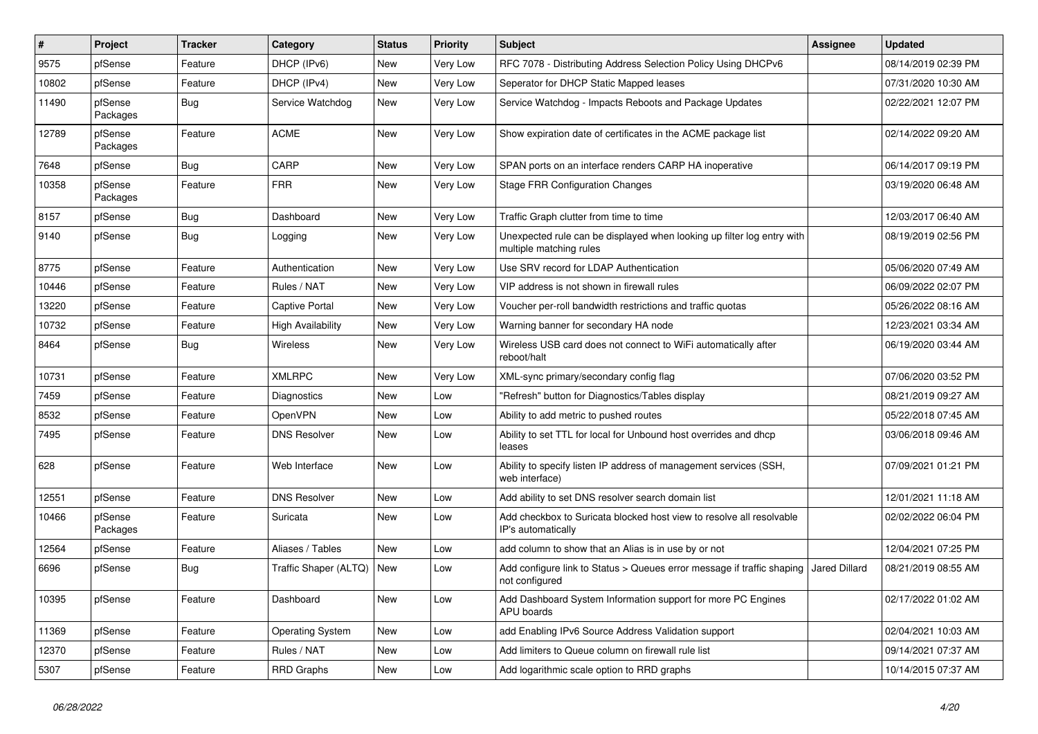| # | Project | Tracker | Category | Status | Priority | Subject | Assignee | Updated |
|---|---|---|---|---|---|---|---|---|
| 9575 | pfSense | Feature | DHCP (IPv6) | New | Very Low | RFC 7078 - Distributing Address Selection Policy Using DHCPv6 | | 08/14/2019 02:39 PM |
| 10802 | pfSense | Feature | DHCP (IPv4) | New | Very Low | Seperator for DHCP Static Mapped leases | | 07/31/2020 10:30 AM |
| 11490 | pfSense Packages | Bug | Service Watchdog | New | Very Low | Service Watchdog - Impacts Reboots and Package Updates | | 02/22/2021 12:07 PM |
| 12789 | pfSense Packages | Feature | ACME | New | Very Low | Show expiration date of certificates in the ACME package list | | 02/14/2022 09:20 AM |
| 7648 | pfSense | Bug | CARP | New | Very Low | SPAN ports on an interface renders CARP HA inoperative | | 06/14/2017 09:19 PM |
| 10358 | pfSense Packages | Feature | FRR | New | Very Low | Stage FRR Configuration Changes | | 03/19/2020 06:48 AM |
| 8157 | pfSense | Bug | Dashboard | New | Very Low | Traffic Graph clutter from time to time | | 12/03/2017 06:40 AM |
| 9140 | pfSense | Bug | Logging | New | Very Low | Unexpected rule can be displayed when looking up filter log entry with multiple matching rules | | 08/19/2019 02:56 PM |
| 8775 | pfSense | Feature | Authentication | New | Very Low | Use SRV record for LDAP Authentication | | 05/06/2020 07:49 AM |
| 10446 | pfSense | Feature | Rules / NAT | New | Very Low | VIP address is not shown in firewall rules | | 06/09/2022 02:07 PM |
| 13220 | pfSense | Feature | Captive Portal | New | Very Low | Voucher per-roll bandwidth restrictions and traffic quotas | | 05/26/2022 08:16 AM |
| 10732 | pfSense | Feature | High Availability | New | Very Low | Warning banner for secondary HA node | | 12/23/2021 03:34 AM |
| 8464 | pfSense | Bug | Wireless | New | Very Low | Wireless USB card does not connect to WiFi automatically after reboot/halt | | 06/19/2020 03:44 AM |
| 10731 | pfSense | Feature | XMLRPC | New | Very Low | XML-sync primary/secondary config flag | | 07/06/2020 03:52 PM |
| 7459 | pfSense | Feature | Diagnostics | New | Low | "Refresh" button for Diagnostics/Tables display | | 08/21/2019 09:27 AM |
| 8532 | pfSense | Feature | OpenVPN | New | Low | Ability to add metric to pushed routes | | 05/22/2018 07:45 AM |
| 7495 | pfSense | Feature | DNS Resolver | New | Low | Ability to set TTL for local for Unbound host overrides and dhcp leases | | 03/06/2018 09:46 AM |
| 628 | pfSense | Feature | Web Interface | New | Low | Ability to specify listen IP address of management services (SSH, web interface) | | 07/09/2021 01:21 PM |
| 12551 | pfSense | Feature | DNS Resolver | New | Low | Add ability to set DNS resolver search domain list | | 12/01/2021 11:18 AM |
| 10466 | pfSense Packages | Feature | Suricata | New | Low | Add checkbox to Suricata blocked host view to resolve all resolvable IP's automatically | | 02/02/2022 06:04 PM |
| 12564 | pfSense | Feature | Aliases / Tables | New | Low | add column to show that an Alias is in use by or not | | 12/04/2021 07:25 PM |
| 6696 | pfSense | Bug | Traffic Shaper (ALTQ) | New | Low | Add configure link to Status > Queues error message if traffic shaping not configured | Jared Dillard | 08/21/2019 08:55 AM |
| 10395 | pfSense | Feature | Dashboard | New | Low | Add Dashboard System Information support for more PC Engines APU boards | | 02/17/2022 01:02 AM |
| 11369 | pfSense | Feature | Operating System | New | Low | add Enabling IPv6 Source Address Validation support | | 02/04/2021 10:03 AM |
| 12370 | pfSense | Feature | Rules / NAT | New | Low | Add limiters to Queue column on firewall rule list | | 09/14/2021 07:37 AM |
| 5307 | pfSense | Feature | RRD Graphs | New | Low | Add logarithmic scale option to RRD graphs | | 10/14/2015 07:37 AM |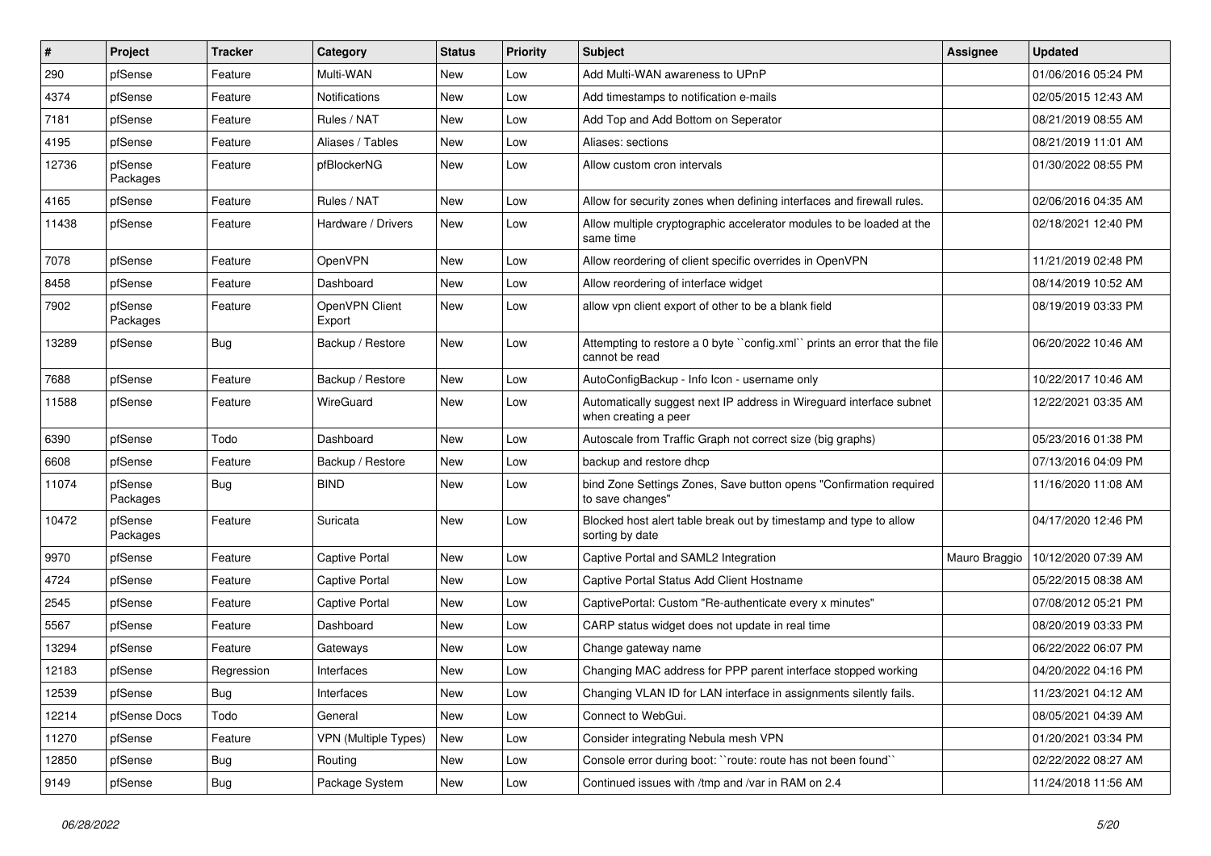| # | Project | Tracker | Category | Status | Priority | Subject | Assignee | Updated |
|---|---|---|---|---|---|---|---|---|
| 290 | pfSense | Feature | Multi-WAN | New | Low | Add Multi-WAN awareness to UPnP | | 01/06/2016 05:24 PM |
| 4374 | pfSense | Feature | Notifications | New | Low | Add timestamps to notification e-mails | | 02/05/2015 12:43 AM |
| 7181 | pfSense | Feature | Rules / NAT | New | Low | Add Top and Add Bottom on Seperator | | 08/21/2019 08:55 AM |
| 4195 | pfSense | Feature | Aliases / Tables | New | Low | Aliases: sections | | 08/21/2019 11:01 AM |
| 12736 | pfSense Packages | Feature | pfBlockerNG | New | Low | Allow custom cron intervals | | 01/30/2022 08:55 PM |
| 4165 | pfSense | Feature | Rules / NAT | New | Low | Allow for security zones when defining interfaces and firewall rules. | | 02/06/2016 04:35 AM |
| 11438 | pfSense | Feature | Hardware / Drivers | New | Low | Allow multiple cryptographic accelerator modules to be loaded at the same time | | 02/18/2021 12:40 PM |
| 7078 | pfSense | Feature | OpenVPN | New | Low | Allow reordering of client specific overrides in OpenVPN | | 11/21/2019 02:48 PM |
| 8458 | pfSense | Feature | Dashboard | New | Low | Allow reordering of interface widget | | 08/14/2019 10:52 AM |
| 7902 | pfSense Packages | Feature | OpenVPN Client Export | New | Low | allow vpn client export of other to be a blank field | | 08/19/2019 03:33 PM |
| 13289 | pfSense | Bug | Backup / Restore | New | Low | Attempting to restore a 0 byte ``config.xml`` prints an error that the file cannot be read | | 06/20/2022 10:46 AM |
| 7688 | pfSense | Feature | Backup / Restore | New | Low | AutoConfigBackup - Info Icon - username only | | 10/22/2017 10:46 AM |
| 11588 | pfSense | Feature | WireGuard | New | Low | Automatically suggest next IP address in Wireguard interface subnet when creating a peer | | 12/22/2021 03:35 AM |
| 6390 | pfSense | Todo | Dashboard | New | Low | Autoscale from Traffic Graph not correct size (big graphs) | | 05/23/2016 01:38 PM |
| 6608 | pfSense | Feature | Backup / Restore | New | Low | backup and restore dhcp | | 07/13/2016 04:09 PM |
| 11074 | pfSense Packages | Bug | BIND | New | Low | bind Zone Settings Zones, Save button opens "Confirmation required to save changes" | | 11/16/2020 11:08 AM |
| 10472 | pfSense Packages | Feature | Suricata | New | Low | Blocked host alert table break out by timestamp and type to allow sorting by date | | 04/17/2020 12:46 PM |
| 9970 | pfSense | Feature | Captive Portal | New | Low | Captive Portal and SAML2 Integration | Mauro Braggio | 10/12/2020 07:39 AM |
| 4724 | pfSense | Feature | Captive Portal | New | Low | Captive Portal Status Add Client Hostname | | 05/22/2015 08:38 AM |
| 2545 | pfSense | Feature | Captive Portal | New | Low | CaptivePortal: Custom "Re-authenticate every x minutes" | | 07/08/2012 05:21 PM |
| 5567 | pfSense | Feature | Dashboard | New | Low | CARP status widget does not update in real time | | 08/20/2019 03:33 PM |
| 13294 | pfSense | Feature | Gateways | New | Low | Change gateway name | | 06/22/2022 06:07 PM |
| 12183 | pfSense | Regression | Interfaces | New | Low | Changing MAC address for PPP parent interface stopped working | | 04/20/2022 04:16 PM |
| 12539 | pfSense | Bug | Interfaces | New | Low | Changing VLAN ID for LAN interface in assignments silently fails. | | 11/23/2021 04:12 AM |
| 12214 | pfSense Docs | Todo | General | New | Low | Connect to WebGui. | | 08/05/2021 04:39 AM |
| 11270 | pfSense | Feature | VPN (Multiple Types) | New | Low | Consider integrating Nebula mesh VPN | | 01/20/2021 03:34 PM |
| 12850 | pfSense | Bug | Routing | New | Low | Console error during boot: ``route: route has not been found`` | | 02/22/2022 08:27 AM |
| 9149 | pfSense | Bug | Package System | New | Low | Continued issues with /tmp and /var in RAM on 2.4 | | 11/24/2018 11:56 AM |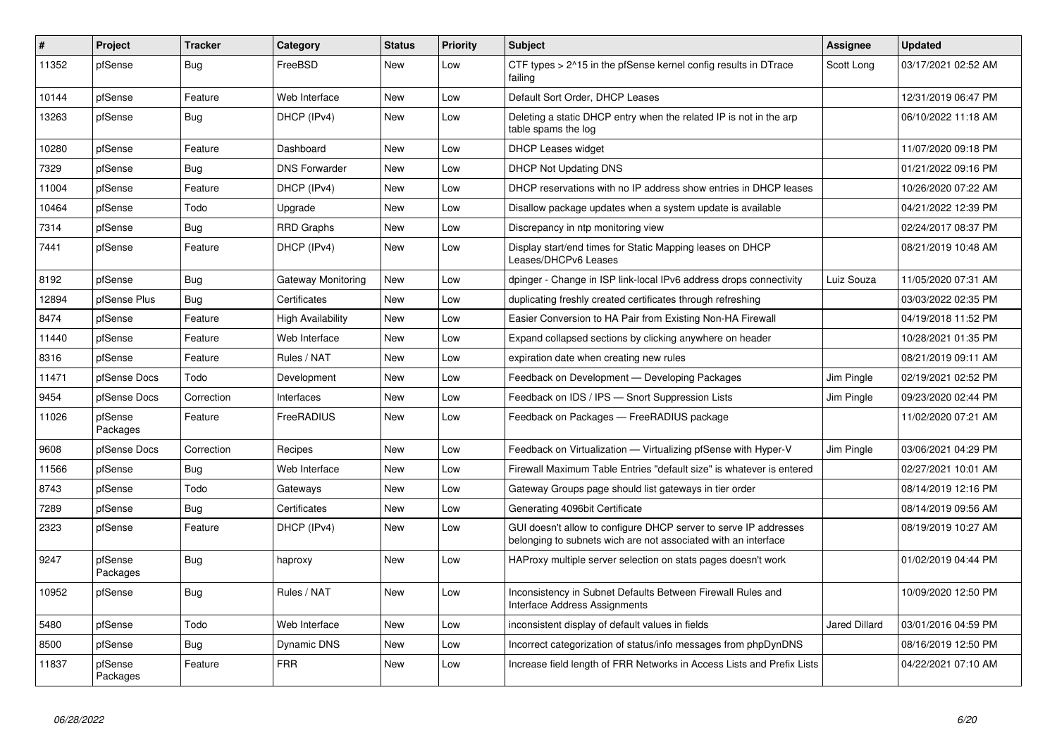| # | Project | Tracker | Category | Status | Priority | Subject | Assignee | Updated |
|---|---|---|---|---|---|---|---|---|
| 11352 | pfSense | Bug | FreeBSD | New | Low | CTF types > 2^15 in the pfSense kernel config results in DTrace failing | Scott Long | 03/17/2021 02:52 AM |
| 10144 | pfSense | Feature | Web Interface | New | Low | Default Sort Order, DHCP Leases | | 12/31/2019 06:47 PM |
| 13263 | pfSense | Bug | DHCP (IPv4) | New | Low | Deleting a static DHCP entry when the related IP is not in the arp table spams the log | | 06/10/2022 11:18 AM |
| 10280 | pfSense | Feature | Dashboard | New | Low | DHCP Leases widget | | 11/07/2020 09:18 PM |
| 7329 | pfSense | Bug | DNS Forwarder | New | Low | DHCP Not Updating DNS | | 01/21/2022 09:16 PM |
| 11004 | pfSense | Feature | DHCP (IPv4) | New | Low | DHCP reservations with no IP address show entries in DHCP leases | | 10/26/2020 07:22 AM |
| 10464 | pfSense | Todo | Upgrade | New | Low | Disallow package updates when a system update is available | | 04/21/2022 12:39 PM |
| 7314 | pfSense | Bug | RRD Graphs | New | Low | Discrepancy in ntp monitoring view | | 02/24/2017 08:37 PM |
| 7441 | pfSense | Feature | DHCP (IPv4) | New | Low | Display start/end times for Static Mapping leases on DHCP Leases/DHCPv6 Leases | | 08/21/2019 10:48 AM |
| 8192 | pfSense | Bug | Gateway Monitoring | New | Low | dpinger - Change in ISP link-local IPv6 address drops connectivity | Luiz Souza | 11/05/2020 07:31 AM |
| 12894 | pfSense Plus | Bug | Certificates | New | Low | duplicating freshly created certificates through refreshing | | 03/03/2022 02:35 PM |
| 8474 | pfSense | Feature | High Availability | New | Low | Easier Conversion to HA Pair from Existing Non-HA Firewall | | 04/19/2018 11:52 PM |
| 11440 | pfSense | Feature | Web Interface | New | Low | Expand collapsed sections by clicking anywhere on header | | 10/28/2021 01:35 PM |
| 8316 | pfSense | Feature | Rules / NAT | New | Low | expiration date when creating new rules | | 08/21/2019 09:11 AM |
| 11471 | pfSense Docs | Todo | Development | New | Low | Feedback on Development — Developing Packages | Jim Pingle | 02/19/2021 02:52 PM |
| 9454 | pfSense Docs | Correction | Interfaces | New | Low | Feedback on IDS / IPS — Snort Suppression Lists | Jim Pingle | 09/23/2020 02:44 PM |
| 11026 | pfSense Packages | Feature | FreeRADIUS | New | Low | Feedback on Packages — FreeRADIUS package | | 11/02/2020 07:21 AM |
| 9608 | pfSense Docs | Correction | Recipes | New | Low | Feedback on Virtualization — Virtualizing pfSense with Hyper-V | Jim Pingle | 03/06/2021 04:29 PM |
| 11566 | pfSense | Bug | Web Interface | New | Low | Firewall Maximum Table Entries "default size" is whatever is entered | | 02/27/2021 10:01 AM |
| 8743 | pfSense | Todo | Gateways | New | Low | Gateway Groups page should list gateways in tier order | | 08/14/2019 12:16 PM |
| 7289 | pfSense | Bug | Certificates | New | Low | Generating 4096bit Certificate | | 08/14/2019 09:56 AM |
| 2323 | pfSense | Feature | DHCP (IPv4) | New | Low | GUI doesn't allow to configure DHCP server to serve IP addresses belonging to subnets wich are not associated with an interface | | 08/19/2019 10:27 AM |
| 9247 | pfSense Packages | Bug | haproxy | New | Low | HAProxy multiple server selection on stats pages doesn't work | | 01/02/2019 04:44 PM |
| 10952 | pfSense | Bug | Rules / NAT | New | Low | Inconsistency in Subnet Defaults Between Firewall Rules and Interface Address Assignments | | 10/09/2020 12:50 PM |
| 5480 | pfSense | Todo | Web Interface | New | Low | inconsistent display of default values in fields | Jared Dillard | 03/01/2016 04:59 PM |
| 8500 | pfSense | Bug | Dynamic DNS | New | Low | Incorrect categorization of status/info messages from phpDynDNS | | 08/16/2019 12:50 PM |
| 11837 | pfSense Packages | Feature | FRR | New | Low | Increase field length of FRR Networks in Access Lists and Prefix Lists | | 04/22/2021 07:10 AM |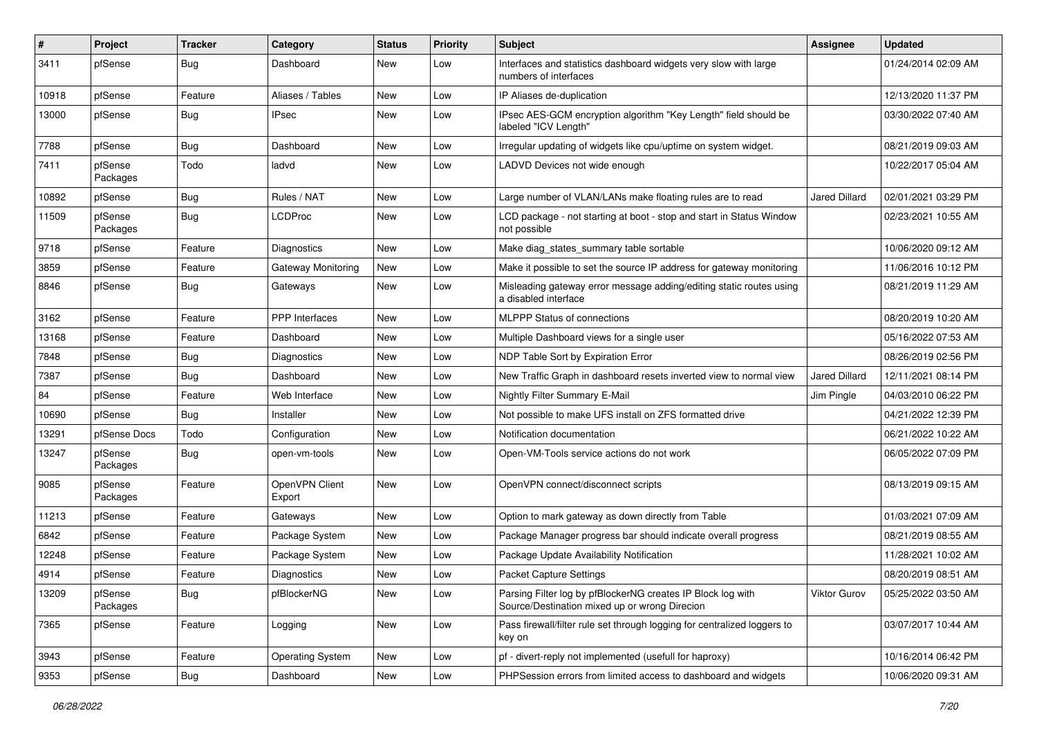| # | Project | Tracker | Category | Status | Priority | Subject | Assignee | Updated |
|---|---|---|---|---|---|---|---|---|
| 3411 | pfSense | Bug | Dashboard | New | Low | Interfaces and statistics dashboard widgets very slow with large numbers of interfaces | | 01/24/2014 02:09 AM |
| 10918 | pfSense | Feature | Aliases / Tables | New | Low | IP Aliases de-duplication | | 12/13/2020 11:37 PM |
| 13000 | pfSense | Bug | IPsec | New | Low | IPsec AES-GCM encryption algorithm "Key Length" field should be labeled "ICV Length" | | 03/30/2022 07:40 AM |
| 7788 | pfSense | Bug | Dashboard | New | Low | Irregular updating of widgets like cpu/uptime on system widget. | | 08/21/2019 09:03 AM |
| 7411 | pfSense Packages | Todo | ladvd | New | Low | LADVD Devices not wide enough | | 10/22/2017 05:04 AM |
| 10892 | pfSense | Bug | Rules / NAT | New | Low | Large number of VLAN/LANs make floating rules are to read | Jared Dillard | 02/01/2021 03:29 PM |
| 11509 | pfSense Packages | Bug | LCDProc | New | Low | LCD package - not starting at boot - stop and start in Status Window not possible | | 02/23/2021 10:55 AM |
| 9718 | pfSense | Feature | Diagnostics | New | Low | Make diag_states_summary table sortable | | 10/06/2020 09:12 AM |
| 3859 | pfSense | Feature | Gateway Monitoring | New | Low | Make it possible to set the source IP address for gateway monitoring | | 11/06/2016 10:12 PM |
| 8846 | pfSense | Bug | Gateways | New | Low | Misleading gateway error message adding/editing static routes using a disabled interface | | 08/21/2019 11:29 AM |
| 3162 | pfSense | Feature | PPP Interfaces | New | Low | MLPPP Status of connections | | 08/20/2019 10:20 AM |
| 13168 | pfSense | Feature | Dashboard | New | Low | Multiple Dashboard views for a single user | | 05/16/2022 07:53 AM |
| 7848 | pfSense | Bug | Diagnostics | New | Low | NDP Table Sort by Expiration Error | | 08/26/2019 02:56 PM |
| 7387 | pfSense | Bug | Dashboard | New | Low | New Traffic Graph in dashboard resets inverted view to normal view | Jared Dillard | 12/11/2021 08:14 PM |
| 84 | pfSense | Feature | Web Interface | New | Low | Nightly Filter Summary E-Mail | Jim Pingle | 04/03/2010 06:22 PM |
| 10690 | pfSense | Bug | Installer | New | Low | Not possible to make UFS install on ZFS formatted drive | | 04/21/2022 12:39 PM |
| 13291 | pfSense Docs | Todo | Configuration | New | Low | Notification documentation | | 06/21/2022 10:22 AM |
| 13247 | pfSense Packages | Bug | open-vm-tools | New | Low | Open-VM-Tools service actions do not work | | 06/05/2022 07:09 PM |
| 9085 | pfSense Packages | Feature | OpenVPN Client Export | New | Low | OpenVPN connect/disconnect scripts | | 08/13/2019 09:15 AM |
| 11213 | pfSense | Feature | Gateways | New | Low | Option to mark gateway as down directly from Table | | 01/03/2021 07:09 AM |
| 6842 | pfSense | Feature | Package System | New | Low | Package Manager progress bar should indicate overall progress | | 08/21/2019 08:55 AM |
| 12248 | pfSense | Feature | Package System | New | Low | Package Update Availability Notification | | 11/28/2021 10:02 AM |
| 4914 | pfSense | Feature | Diagnostics | New | Low | Packet Capture Settings | | 08/20/2019 08:51 AM |
| 13209 | pfSense Packages | Bug | pfBlockerNG | New | Low | Parsing Filter log by pfBlockerNG creates IP Block log with Source/Destination mixed up or wrong Direcion | Viktor Gurov | 05/25/2022 03:50 AM |
| 7365 | pfSense | Feature | Logging | New | Low | Pass firewall/filter rule set through logging for centralized loggers to key on | | 03/07/2017 10:44 AM |
| 3943 | pfSense | Feature | Operating System | New | Low | pf - divert-reply not implemented (usefull for haproxy) | | 10/16/2014 06:42 PM |
| 9353 | pfSense | Bug | Dashboard | New | Low | PHPSession errors from limited access to dashboard and widgets | | 10/06/2020 09:31 AM |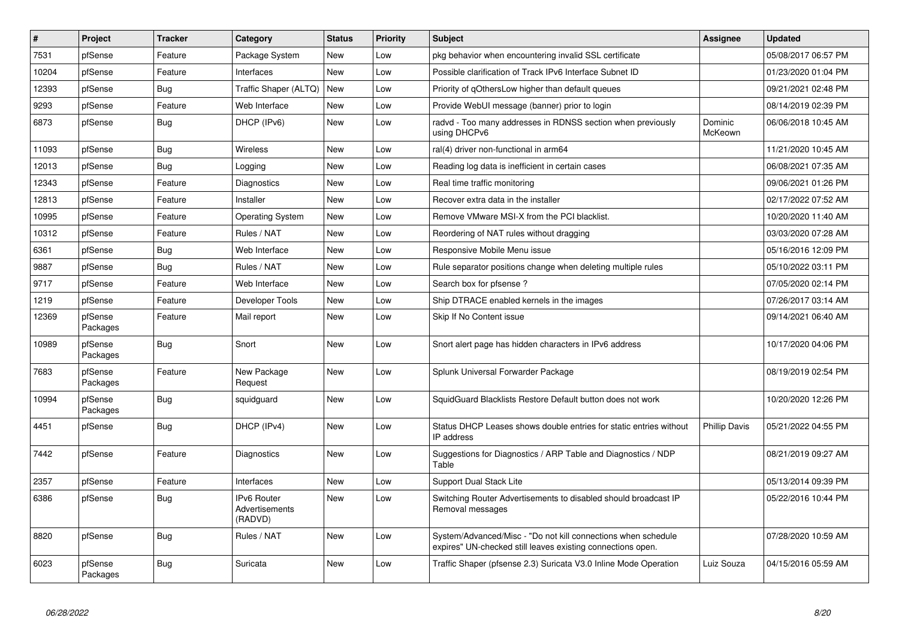| # | Project | Tracker | Category | Status | Priority | Subject | Assignee | Updated |
|---|---|---|---|---|---|---|---|---|
| 7531 | pfSense | Feature | Package System | New | Low | pkg behavior when encountering invalid SSL certificate | | 05/08/2017 06:57 PM |
| 10204 | pfSense | Feature | Interfaces | New | Low | Possible clarification of Track IPv6 Interface Subnet ID | | 01/23/2020 01:04 PM |
| 12393 | pfSense | Bug | Traffic Shaper (ALTQ) | New | Low | Priority of qOthersLow higher than default queues | | 09/21/2021 02:48 PM |
| 9293 | pfSense | Feature | Web Interface | New | Low | Provide WebUI message (banner) prior to login | | 08/14/2019 02:39 PM |
| 6873 | pfSense | Bug | DHCP (IPv6) | New | Low | radvd - Too many addresses in RDNSS section when previously using DHCPv6 | Dominic McKeown | 06/06/2018 10:45 AM |
| 11093 | pfSense | Bug | Wireless | New | Low | ral(4) driver non-functional in arm64 | | 11/21/2020 10:45 AM |
| 12013 | pfSense | Bug | Logging | New | Low | Reading log data is inefficient in certain cases | | 06/08/2021 07:35 AM |
| 12343 | pfSense | Feature | Diagnostics | New | Low | Real time traffic monitoring | | 09/06/2021 01:26 PM |
| 12813 | pfSense | Feature | Installer | New | Low | Recover extra data in the installer | | 02/17/2022 07:52 AM |
| 10995 | pfSense | Feature | Operating System | New | Low | Remove VMware MSI-X from the PCI blacklist. | | 10/20/2020 11:40 AM |
| 10312 | pfSense | Feature | Rules / NAT | New | Low | Reordering of NAT rules without dragging | | 03/03/2020 07:28 AM |
| 6361 | pfSense | Bug | Web Interface | New | Low | Responsive Mobile Menu issue | | 05/16/2016 12:09 PM |
| 9887 | pfSense | Bug | Rules / NAT | New | Low | Rule separator positions change when deleting multiple rules | | 05/10/2022 03:11 PM |
| 9717 | pfSense | Feature | Web Interface | New | Low | Search box for pfsense ? | | 07/05/2020 02:14 PM |
| 1219 | pfSense | Feature | Developer Tools | New | Low | Ship DTRACE enabled kernels in the images | | 07/26/2017 03:14 AM |
| 12369 | pfSense Packages | Feature | Mail report | New | Low | Skip If No Content issue | | 09/14/2021 06:40 AM |
| 10989 | pfSense Packages | Bug | Snort | New | Low | Snort alert page has hidden characters in IPv6 address | | 10/17/2020 04:06 PM |
| 7683 | pfSense Packages | Feature | New Package Request | New | Low | Splunk Universal Forwarder Package | | 08/19/2019 02:54 PM |
| 10994 | pfSense Packages | Bug | squidguard | New | Low | SquidGuard Blacklists Restore Default button does not work | | 10/20/2020 12:26 PM |
| 4451 | pfSense | Bug | DHCP (IPv4) | New | Low | Status DHCP Leases shows double entries for static entries without IP address | Phillip Davis | 05/21/2022 04:55 PM |
| 7442 | pfSense | Feature | Diagnostics | New | Low | Suggestions for Diagnostics / ARP Table and Diagnostics / NDP Table | | 08/21/2019 09:27 AM |
| 2357 | pfSense | Feature | Interfaces | New | Low | Support Dual Stack Lite | | 05/13/2014 09:39 PM |
| 6386 | pfSense | Bug | IPv6 Router Advertisements (RADVD) | New | Low | Switching Router Advertisements to disabled should broadcast IP Removal messages | | 05/22/2016 10:44 PM |
| 8820 | pfSense | Bug | Rules / NAT | New | Low | System/Advanced/Misc - "Do not kill connections when schedule expires" UN-checked still leaves existing connections open. | | 07/28/2020 10:59 AM |
| 6023 | pfSense Packages | Bug | Suricata | New | Low | Traffic Shaper (pfsense 2.3) Suricata V3.0 Inline Mode Operation | Luiz Souza | 04/15/2016 05:59 AM |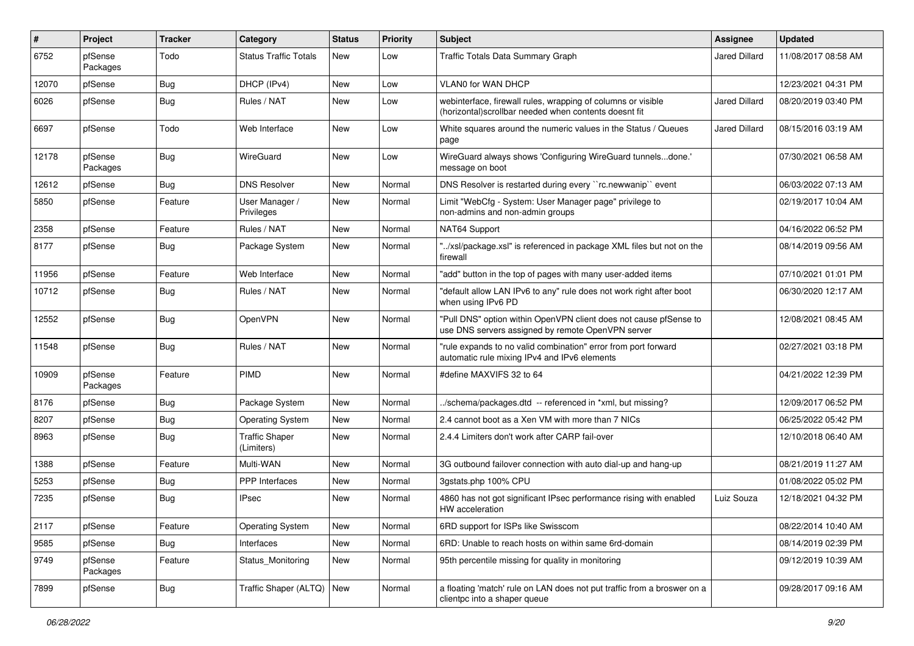| # | Project | Tracker | Category | Status | Priority | Subject | Assignee | Updated |
|---|---|---|---|---|---|---|---|---|
| 6752 | pfSense Packages | Todo | Status Traffic Totals | New | Low | Traffic Totals Data Summary Graph | Jared Dillard | 11/08/2017 08:58 AM |
| 12070 | pfSense | Bug | DHCP (IPv4) | New | Low | VLAN0 for WAN DHCP | | 12/23/2021 04:31 PM |
| 6026 | pfSense | Bug | Rules / NAT | New | Low | webinterface, firewall rules, wrapping of columns or visible (horizontal)scrollbar needed when contents doesnt fit | Jared Dillard | 08/20/2019 03:40 PM |
| 6697 | pfSense | Todo | Web Interface | New | Low | White squares around the numeric values in the Status / Queues page | Jared Dillard | 08/15/2016 03:19 AM |
| 12178 | pfSense Packages | Bug | WireGuard | New | Low | WireGuard always shows 'Configuring WireGuard tunnels...done.' message on boot | | 07/30/2021 06:58 AM |
| 12612 | pfSense | Bug | DNS Resolver | New | Normal | DNS Resolver is restarted during every ``rc.newwanip`` event | | 06/03/2022 07:13 AM |
| 5850 | pfSense | Feature | User Manager / Privileges | New | Normal | Limit "WebCfg - System: User Manager page" privilege to non-admins and non-admin groups | | 02/19/2017 10:04 AM |
| 2358 | pfSense | Feature | Rules / NAT | New | Normal | NAT64 Support | | 04/16/2022 06:52 PM |
| 8177 | pfSense | Bug | Package System | New | Normal | "../xsl/package.xsl" is referenced in package XML files but not on the firewall | | 08/14/2019 09:56 AM |
| 11956 | pfSense | Feature | Web Interface | New | Normal | "add" button in the top of pages with many user-added items | | 07/10/2021 01:01 PM |
| 10712 | pfSense | Bug | Rules / NAT | New | Normal | "default allow LAN IPv6 to any" rule does not work right after boot when using IPv6 PD | | 06/30/2020 12:17 AM |
| 12552 | pfSense | Bug | OpenVPN | New | Normal | "Pull DNS" option within OpenVPN client does not cause pfSense to use DNS servers assigned by remote OpenVPN server | | 12/08/2021 08:45 AM |
| 11548 | pfSense | Bug | Rules / NAT | New | Normal | "rule expands to no valid combination" error from port forward automatic rule mixing IPv4 and IPv6 elements | | 02/27/2021 03:18 PM |
| 10909 | pfSense Packages | Feature | PIMD | New | Normal | #define MAXVIFS 32 to 64 | | 04/21/2022 12:39 PM |
| 8176 | pfSense | Bug | Package System | New | Normal | ../schema/packages.dtd -- referenced in *xml, but missing? | | 12/09/2017 06:52 PM |
| 8207 | pfSense | Bug | Operating System | New | Normal | 2.4 cannot boot as a Xen VM with more than 7 NICs | | 06/25/2022 05:42 PM |
| 8963 | pfSense | Bug | Traffic Shaper (Limiters) | New | Normal | 2.4.4 Limiters don't work after CARP fail-over | | 12/10/2018 06:40 AM |
| 1388 | pfSense | Feature | Multi-WAN | New | Normal | 3G outbound failover connection with auto dial-up and hang-up | | 08/21/2019 11:27 AM |
| 5253 | pfSense | Bug | PPP Interfaces | New | Normal | 3gstats.php 100% CPU | | 01/08/2022 05:02 PM |
| 7235 | pfSense | Bug | IPsec | New | Normal | 4860 has not got significant IPsec performance rising with enabled HW acceleration | Luiz Souza | 12/18/2021 04:32 PM |
| 2117 | pfSense | Feature | Operating System | New | Normal | 6RD support for ISPs like Swisscom | | 08/22/2014 10:40 AM |
| 9585 | pfSense | Bug | Interfaces | New | Normal | 6RD: Unable to reach hosts on within same 6rd-domain | | 08/14/2019 02:39 PM |
| 9749 | pfSense Packages | Feature | Status_Monitoring | New | Normal | 95th percentile missing for quality in monitoring | | 09/12/2019 10:39 AM |
| 7899 | pfSense | Bug | Traffic Shaper (ALTQ) | New | Normal | a floating 'match' rule on LAN does not put traffic from a broswer on a clientpc into a shaper queue | | 09/28/2017 09:16 AM |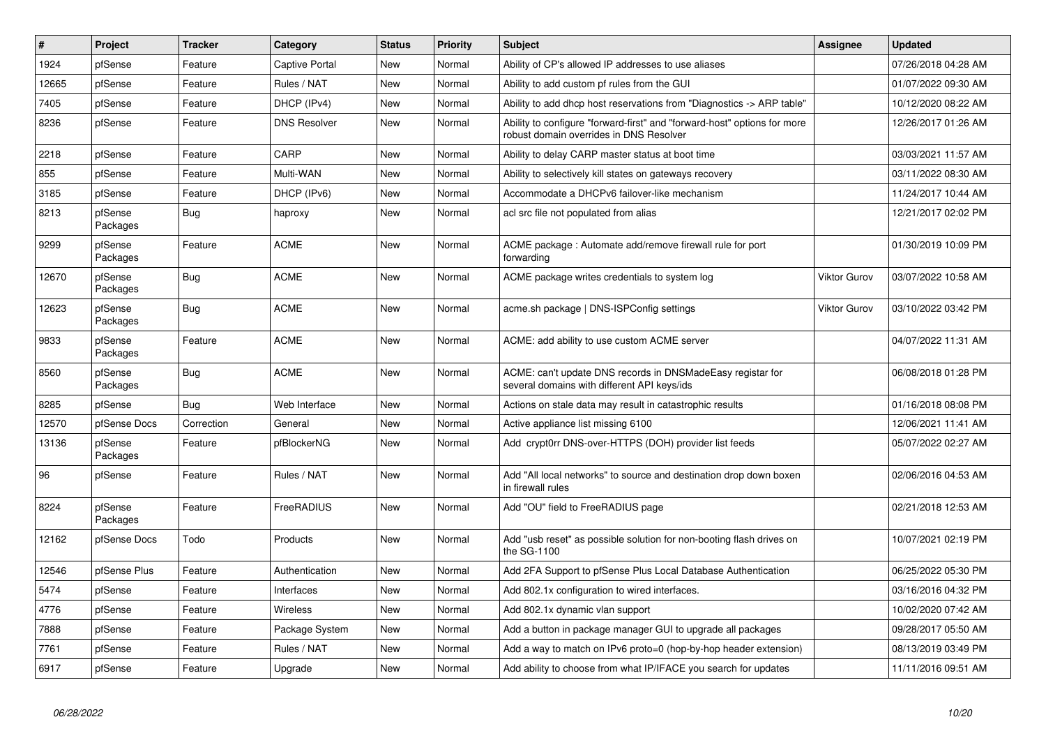| # | Project | Tracker | Category | Status | Priority | Subject | Assignee | Updated |
|---|---|---|---|---|---|---|---|---|
| 1924 | pfSense | Feature | Captive Portal | New | Normal | Ability of CP's allowed IP addresses to use aliases | | 07/26/2018 04:28 AM |
| 12665 | pfSense | Feature | Rules / NAT | New | Normal | Ability to add custom pf rules from the GUI | | 01/07/2022 09:30 AM |
| 7405 | pfSense | Feature | DHCP (IPv4) | New | Normal | Ability to add dhcp host reservations from "Diagnostics -> ARP table" | | 10/12/2020 08:22 AM |
| 8236 | pfSense | Feature | DNS Resolver | New | Normal | Ability to configure "forward-first" and "forward-host" options for more robust domain overrides in DNS Resolver | | 12/26/2017 01:26 AM |
| 2218 | pfSense | Feature | CARP | New | Normal | Ability to delay CARP master status at boot time | | 03/03/2021 11:57 AM |
| 855 | pfSense | Feature | Multi-WAN | New | Normal | Ability to selectively kill states on gateways recovery | | 03/11/2022 08:30 AM |
| 3185 | pfSense | Feature | DHCP (IPv6) | New | Normal | Accommodate a DHCPv6 failover-like mechanism | | 11/24/2017 10:44 AM |
| 8213 | pfSense Packages | Bug | haproxy | New | Normal | acl src file not populated from alias | | 12/21/2017 02:02 PM |
| 9299 | pfSense Packages | Feature | ACME | New | Normal | ACME package : Automate add/remove firewall rule for port forwarding | | 01/30/2019 10:09 PM |
| 12670 | pfSense Packages | Bug | ACME | New | Normal | ACME package writes credentials to system log | Viktor Gurov | 03/07/2022 10:58 AM |
| 12623 | pfSense Packages | Bug | ACME | New | Normal | acme.sh package \| DNS-ISPConfig settings | Viktor Gurov | 03/10/2022 03:42 PM |
| 9833 | pfSense Packages | Feature | ACME | New | Normal | ACME: add ability to use custom ACME server | | 04/07/2022 11:31 AM |
| 8560 | pfSense Packages | Bug | ACME | New | Normal | ACME: can't update DNS records in DNSMadeEasy registar for several domains with different API keys/ids | | 06/08/2018 01:28 PM |
| 8285 | pfSense | Bug | Web Interface | New | Normal | Actions on stale data may result in catastrophic results | | 01/16/2018 08:08 PM |
| 12570 | pfSense Docs | Correction | General | New | Normal | Active appliance list missing 6100 | | 12/06/2021 11:41 AM |
| 13136 | pfSense Packages | Feature | pfBlockerNG | New | Normal | Add crypt0rr DNS-over-HTTPS (DOH) provider list feeds | | 05/07/2022 02:27 AM |
| 96 | pfSense | Feature | Rules / NAT | New | Normal | Add "All local networks" to source and destination drop down boxen in firewall rules | | 02/06/2016 04:53 AM |
| 8224 | pfSense Packages | Feature | FreeRADIUS | New | Normal | Add "OU" field to FreeRADIUS page | | 02/21/2018 12:53 AM |
| 12162 | pfSense Docs | Todo | Products | New | Normal | Add "usb reset" as possible solution for non-booting flash drives on the SG-1100 | | 10/07/2021 02:19 PM |
| 12546 | pfSense Plus | Feature | Authentication | New | Normal | Add 2FA Support to pfSense Plus Local Database Authentication | | 06/25/2022 05:30 PM |
| 5474 | pfSense | Feature | Interfaces | New | Normal | Add 802.1x configuration to wired interfaces. | | 03/16/2016 04:32 PM |
| 4776 | pfSense | Feature | Wireless | New | Normal | Add 802.1x dynamic vlan support | | 10/02/2020 07:42 AM |
| 7888 | pfSense | Feature | Package System | New | Normal | Add a button in package manager GUI to upgrade all packages | | 09/28/2017 05:50 AM |
| 7761 | pfSense | Feature | Rules / NAT | New | Normal | Add a way to match on IPv6 proto=0 (hop-by-hop header extension) | | 08/13/2019 03:49 PM |
| 6917 | pfSense | Feature | Upgrade | New | Normal | Add ability to choose from what IP/IFACE you search for updates | | 11/11/2016 09:51 AM |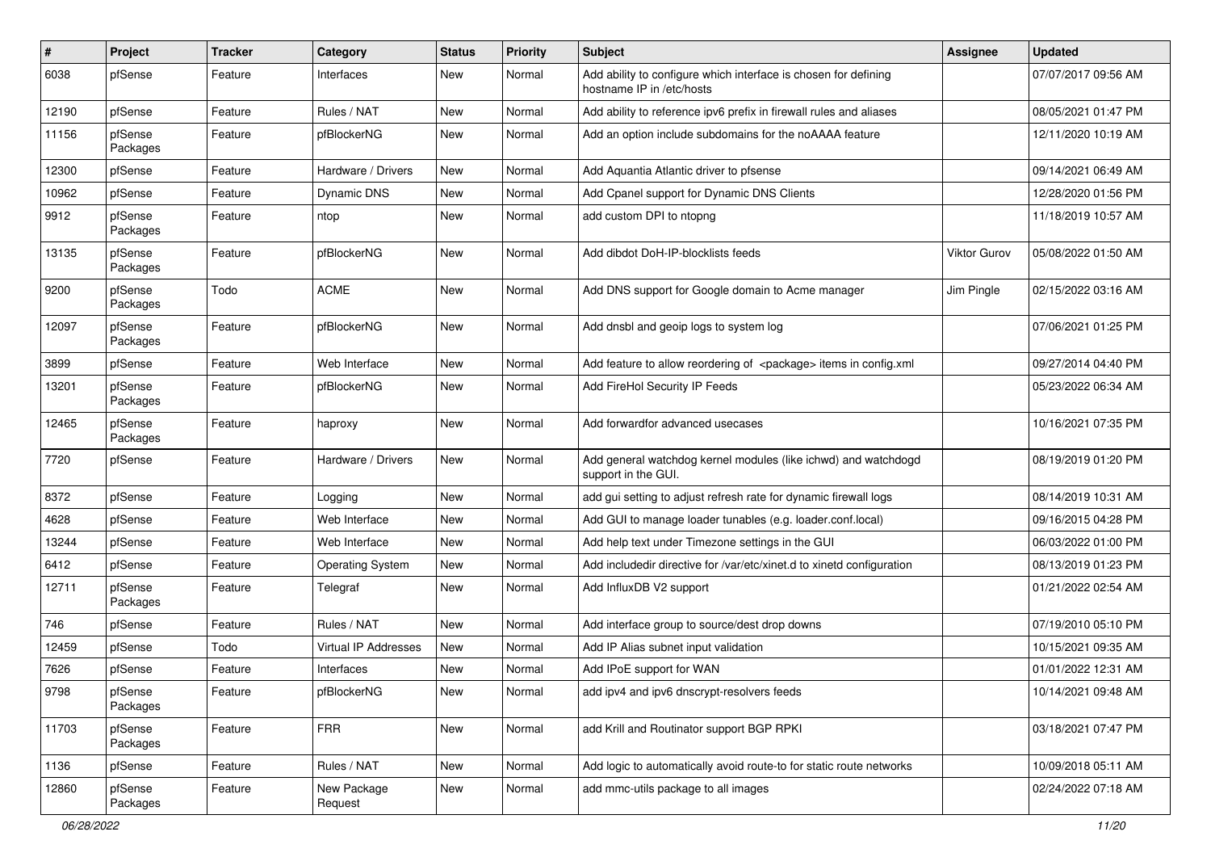| # | Project | Tracker | Category | Status | Priority | Subject | Assignee | Updated |
| --- | --- | --- | --- | --- | --- | --- | --- | --- |
| 6038 | pfSense | Feature | Interfaces | New | Normal | Add ability to configure which interface is chosen for defining hostname IP in /etc/hosts | | 07/07/2017 09:56 AM |
| 12190 | pfSense | Feature | Rules / NAT | New | Normal | Add ability to reference ipv6 prefix in firewall rules and aliases | | 08/05/2021 01:47 PM |
| 11156 | pfSense Packages | Feature | pfBlockerNG | New | Normal | Add an option include subdomains for the noAAAA feature | | 12/11/2020 10:19 AM |
| 12300 | pfSense | Feature | Hardware / Drivers | New | Normal | Add Aquantia Atlantic driver to pfsense | | 09/14/2021 06:49 AM |
| 10962 | pfSense | Feature | Dynamic DNS | New | Normal | Add Cpanel support for Dynamic DNS Clients | | 12/28/2020 01:56 PM |
| 9912 | pfSense Packages | Feature | ntop | New | Normal | add custom DPI to ntopng | | 11/18/2019 10:57 AM |
| 13135 | pfSense Packages | Feature | pfBlockerNG | New | Normal | Add dibdot DoH-IP-blocklists feeds | Viktor Gurov | 05/08/2022 01:50 AM |
| 9200 | pfSense Packages | Todo | ACME | New | Normal | Add DNS support for Google domain to Acme manager | Jim Pingle | 02/15/2022 03:16 AM |
| 12097 | pfSense Packages | Feature | pfBlockerNG | New | Normal | Add dnsbl and geoip logs to system log | | 07/06/2021 01:25 PM |
| 3899 | pfSense | Feature | Web Interface | New | Normal | Add feature to allow reordering of <package> items in config.xml | | 09/27/2014 04:40 PM |
| 13201 | pfSense Packages | Feature | pfBlockerNG | New | Normal | Add FireHol Security IP Feeds | | 05/23/2022 06:34 AM |
| 12465 | pfSense Packages | Feature | haproxy | New | Normal | Add forwardfor advanced usecases | | 10/16/2021 07:35 PM |
| 7720 | pfSense | Feature | Hardware / Drivers | New | Normal | Add general watchdog kernel modules (like ichwd) and watchdogd support in the GUI. | | 08/19/2019 01:20 PM |
| 8372 | pfSense | Feature | Logging | New | Normal | add gui setting to adjust refresh rate for dynamic firewall logs | | 08/14/2019 10:31 AM |
| 4628 | pfSense | Feature | Web Interface | New | Normal | Add GUI to manage loader tunables (e.g. loader.conf.local) | | 09/16/2015 04:28 PM |
| 13244 | pfSense | Feature | Web Interface | New | Normal | Add help text under Timezone settings in the GUI | | 06/03/2022 01:00 PM |
| 6412 | pfSense | Feature | Operating System | New | Normal | Add includedir directive for /var/etc/xinet.d to xinetd configuration | | 08/13/2019 01:23 PM |
| 12711 | pfSense Packages | Feature | Telegraf | New | Normal | Add InfluxDB V2 support | | 01/21/2022 02:54 AM |
| 746 | pfSense | Feature | Rules / NAT | New | Normal | Add interface group to source/dest drop downs | | 07/19/2010 05:10 PM |
| 12459 | pfSense | Todo | Virtual IP Addresses | New | Normal | Add IP Alias subnet input validation | | 10/15/2021 09:35 AM |
| 7626 | pfSense | Feature | Interfaces | New | Normal | Add IPoE support for WAN | | 01/01/2022 12:31 AM |
| 9798 | pfSense Packages | Feature | pfBlockerNG | New | Normal | add ipv4 and ipv6 dnscrypt-resolvers feeds | | 10/14/2021 09:48 AM |
| 11703 | pfSense Packages | Feature | FRR | New | Normal | add Krill and Routinator support BGP RPKI | | 03/18/2021 07:47 PM |
| 1136 | pfSense | Feature | Rules / NAT | New | Normal | Add logic to automatically avoid route-to for static route networks | | 10/09/2018 05:11 AM |
| 12860 | pfSense Packages | Feature | New Package Request | New | Normal | add mmc-utils package to all images | | 02/24/2022 07:18 AM |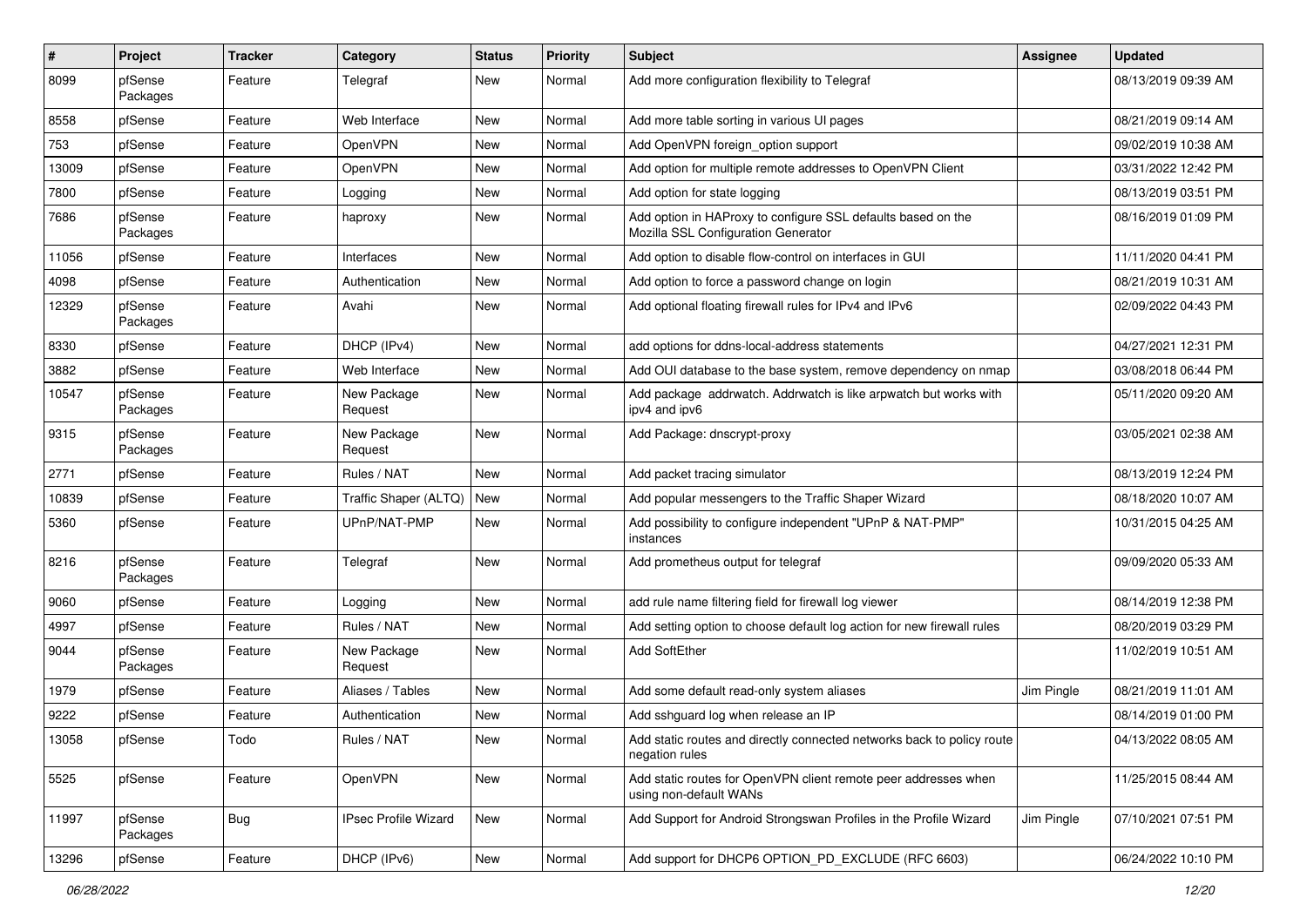| # | Project | Tracker | Category | Status | Priority | Subject | Assignee | Updated |
|---|---|---|---|---|---|---|---|---|
| 8099 | pfSense Packages | Feature | Telegraf | New | Normal | Add more configuration flexibility to Telegraf | | 08/13/2019 09:39 AM |
| 8558 | pfSense | Feature | Web Interface | New | Normal | Add more table sorting in various UI pages | | 08/21/2019 09:14 AM |
| 753 | pfSense | Feature | OpenVPN | New | Normal | Add OpenVPN foreign_option support | | 09/02/2019 10:38 AM |
| 13009 | pfSense | Feature | OpenVPN | New | Normal | Add option for multiple remote addresses to OpenVPN Client | | 03/31/2022 12:42 PM |
| 7800 | pfSense | Feature | Logging | New | Normal | Add option for state logging | | 08/13/2019 03:51 PM |
| 7686 | pfSense Packages | Feature | haproxy | New | Normal | Add option in HAProxy to configure SSL defaults based on the Mozilla SSL Configuration Generator | | 08/16/2019 01:09 PM |
| 11056 | pfSense | Feature | Interfaces | New | Normal | Add option to disable flow-control on interfaces in GUI | | 11/11/2020 04:41 PM |
| 4098 | pfSense | Feature | Authentication | New | Normal | Add option to force a password change on login | | 08/21/2019 10:31 AM |
| 12329 | pfSense Packages | Feature | Avahi | New | Normal | Add optional floating firewall rules for IPv4 and IPv6 | | 02/09/2022 04:43 PM |
| 8330 | pfSense | Feature | DHCP (IPv4) | New | Normal | add options for ddns-local-address statements | | 04/27/2021 12:31 PM |
| 3882 | pfSense | Feature | Web Interface | New | Normal | Add OUI database to the base system, remove dependency on nmap | | 03/08/2018 06:44 PM |
| 10547 | pfSense Packages | Feature | New Package Request | New | Normal | Add package addrwatch. Addrwatch is like arpwatch but works with ipv4 and ipv6 | | 05/11/2020 09:20 AM |
| 9315 | pfSense Packages | Feature | New Package Request | New | Normal | Add Package: dnscrypt-proxy | | 03/05/2021 02:38 AM |
| 2771 | pfSense | Feature | Rules / NAT | New | Normal | Add packet tracing simulator | | 08/13/2019 12:24 PM |
| 10839 | pfSense | Feature | Traffic Shaper (ALTQ) | New | Normal | Add popular messengers to the Traffic Shaper Wizard | | 08/18/2020 10:07 AM |
| 5360 | pfSense | Feature | UPnP/NAT-PMP | New | Normal | Add possibility to configure independent "UPnP & NAT-PMP" instances | | 10/31/2015 04:25 AM |
| 8216 | pfSense Packages | Feature | Telegraf | New | Normal | Add prometheus output for telegraf | | 09/09/2020 05:33 AM |
| 9060 | pfSense | Feature | Logging | New | Normal | add rule name filtering field for firewall log viewer | | 08/14/2019 12:38 PM |
| 4997 | pfSense | Feature | Rules / NAT | New | Normal | Add setting option to choose default log action for new firewall rules | | 08/20/2019 03:29 PM |
| 9044 | pfSense Packages | Feature | New Package Request | New | Normal | Add SoftEther | | 11/02/2019 10:51 AM |
| 1979 | pfSense | Feature | Aliases / Tables | New | Normal | Add some default read-only system aliases | Jim Pingle | 08/21/2019 11:01 AM |
| 9222 | pfSense | Feature | Authentication | New | Normal | Add sshguard log when release an IP | | 08/14/2019 01:00 PM |
| 13058 | pfSense | Todo | Rules / NAT | New | Normal | Add static routes and directly connected networks back to policy route negation rules | | 04/13/2022 08:05 AM |
| 5525 | pfSense | Feature | OpenVPN | New | Normal | Add static routes for OpenVPN client remote peer addresses when using non-default WANs | | 11/25/2015 08:44 AM |
| 11997 | pfSense Packages | Bug | IPsec Profile Wizard | New | Normal | Add Support for Android Strongswan Profiles in the Profile Wizard | Jim Pingle | 07/10/2021 07:51 PM |
| 13296 | pfSense | Feature | DHCP (IPv6) | New | Normal | Add support for DHCP6 OPTION_PD_EXCLUDE (RFC 6603) | | 06/24/2022 10:10 PM |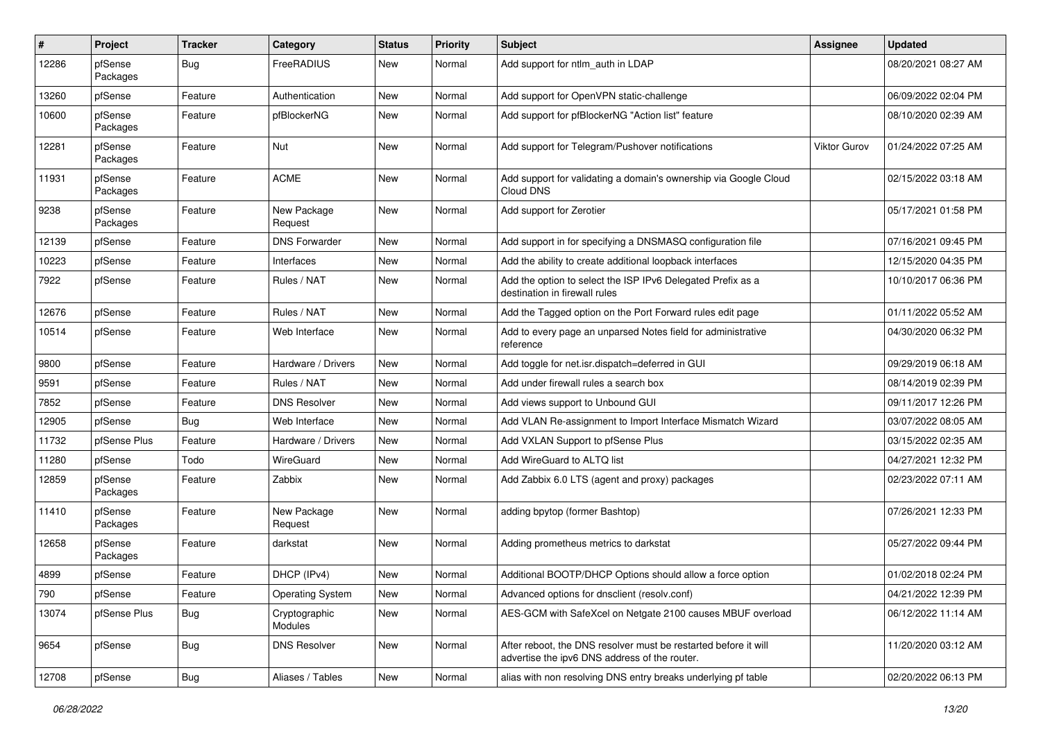| # | Project | Tracker | Category | Status | Priority | Subject | Assignee | Updated |
|---|---|---|---|---|---|---|---|---|
| 12286 | pfSense Packages | Bug | FreeRADIUS | New | Normal | Add support for ntlm_auth in LDAP | | 08/20/2021 08:27 AM |
| 13260 | pfSense | Feature | Authentication | New | Normal | Add support for OpenVPN static-challenge | | 06/09/2022 02:04 PM |
| 10600 | pfSense Packages | Feature | pfBlockerNG | New | Normal | Add support for pfBlockerNG "Action list" feature | | 08/10/2020 02:39 AM |
| 12281 | pfSense Packages | Feature | Nut | New | Normal | Add support for Telegram/Pushover notifications | Viktor Gurov | 01/24/2022 07:25 AM |
| 11931 | pfSense Packages | Feature | ACME | New | Normal | Add support for validating a domain's ownership via Google Cloud Cloud DNS | | 02/15/2022 03:18 AM |
| 9238 | pfSense Packages | Feature | New Package Request | New | Normal | Add support for Zerotier | | 05/17/2021 01:58 PM |
| 12139 | pfSense | Feature | DNS Forwarder | New | Normal | Add support in for specifying a DNSMASQ configuration file | | 07/16/2021 09:45 PM |
| 10223 | pfSense | Feature | Interfaces | New | Normal | Add the ability to create additional loopback interfaces | | 12/15/2020 04:35 PM |
| 7922 | pfSense | Feature | Rules / NAT | New | Normal | Add the option to select the ISP IPv6 Delegated Prefix as a destination in firewall rules | | 10/10/2017 06:36 PM |
| 12676 | pfSense | Feature | Rules / NAT | New | Normal | Add the Tagged option on the Port Forward rules edit page | | 01/11/2022 05:52 AM |
| 10514 | pfSense | Feature | Web Interface | New | Normal | Add to every page an unparsed Notes field for administrative reference | | 04/30/2020 06:32 PM |
| 9800 | pfSense | Feature | Hardware / Drivers | New | Normal | Add toggle for net.isr.dispatch=deferred in GUI | | 09/29/2019 06:18 AM |
| 9591 | pfSense | Feature | Rules / NAT | New | Normal | Add under firewall rules a search box | | 08/14/2019 02:39 PM |
| 7852 | pfSense | Feature | DNS Resolver | New | Normal | Add views support to Unbound GUI | | 09/11/2017 12:26 PM |
| 12905 | pfSense | Bug | Web Interface | New | Normal | Add VLAN Re-assignment to Import Interface Mismatch Wizard | | 03/07/2022 08:05 AM |
| 11732 | pfSense Plus | Feature | Hardware / Drivers | New | Normal | Add VXLAN Support to pfSense Plus | | 03/15/2022 02:35 AM |
| 11280 | pfSense | Todo | WireGuard | New | Normal | Add WireGuard to ALTQ list | | 04/27/2021 12:32 PM |
| 12859 | pfSense Packages | Feature | Zabbix | New | Normal | Add Zabbix 6.0 LTS (agent and proxy) packages | | 02/23/2022 07:11 AM |
| 11410 | pfSense Packages | Feature | New Package Request | New | Normal | adding bpytop (former Bashtop) | | 07/26/2021 12:33 PM |
| 12658 | pfSense Packages | Feature | darkstat | New | Normal | Adding prometheus metrics to darkstat | | 05/27/2022 09:44 PM |
| 4899 | pfSense | Feature | DHCP (IPv4) | New | Normal | Additional BOOTP/DHCP Options should allow a force option | | 01/02/2018 02:24 PM |
| 790 | pfSense | Feature | Operating System | New | Normal | Advanced options for dnsclient (resolv.conf) | | 04/21/2022 12:39 PM |
| 13074 | pfSense Plus | Bug | Cryptographic Modules | New | Normal | AES-GCM with SafeXcel on Netgate 2100 causes MBUF overload | | 06/12/2022 11:14 AM |
| 9654 | pfSense | Bug | DNS Resolver | New | Normal | After reboot, the DNS resolver must be restarted before it will advertise the ipv6 DNS address of the router. | | 11/20/2020 03:12 AM |
| 12708 | pfSense | Bug | Aliases / Tables | New | Normal | alias with non resolving DNS entry breaks underlying pf table | | 02/20/2022 06:13 PM |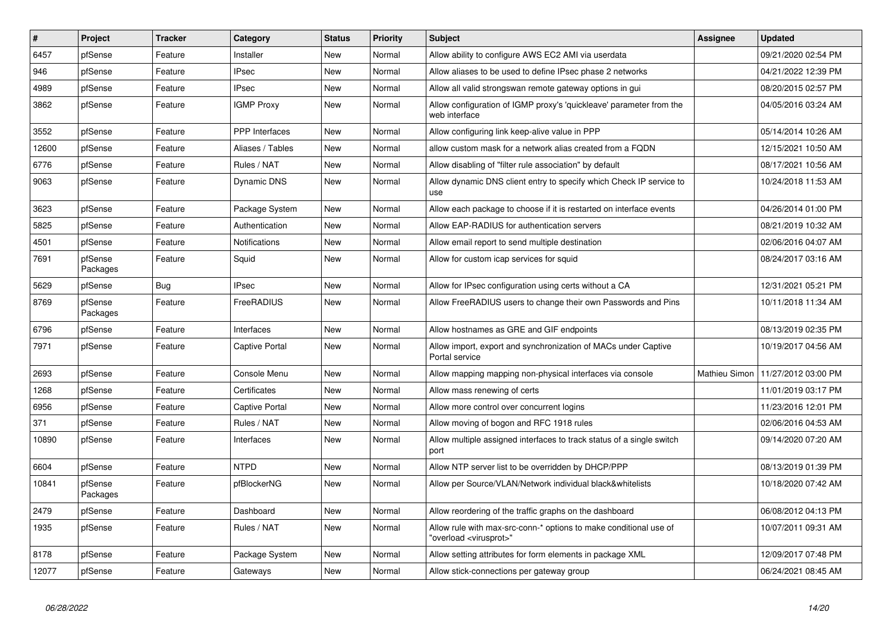| # | Project | Tracker | Category | Status | Priority | Subject | Assignee | Updated |
|---|---|---|---|---|---|---|---|---|
| 6457 | pfSense | Feature | Installer | New | Normal | Allow ability to configure AWS EC2 AMI via userdata | | 09/21/2020 02:54 PM |
| 946 | pfSense | Feature | IPsec | New | Normal | Allow aliases to be used to define IPsec phase 2 networks | | 04/21/2022 12:39 PM |
| 4989 | pfSense | Feature | IPsec | New | Normal | Allow all valid strongswan remote gateway options in gui | | 08/20/2015 02:57 PM |
| 3862 | pfSense | Feature | IGMP Proxy | New | Normal | Allow configuration of IGMP proxy's 'quickleave' parameter from the web interface | | 04/05/2016 03:24 AM |
| 3552 | pfSense | Feature | PPP Interfaces | New | Normal | Allow configuring link keep-alive value in PPP | | 05/14/2014 10:26 AM |
| 12600 | pfSense | Feature | Aliases / Tables | New | Normal | allow custom mask for a network alias created from a FQDN | | 12/15/2021 10:50 AM |
| 6776 | pfSense | Feature | Rules / NAT | New | Normal | Allow disabling of "filter rule association" by default | | 08/17/2021 10:56 AM |
| 9063 | pfSense | Feature | Dynamic DNS | New | Normal | Allow dynamic DNS client entry to specify which Check IP service to use | | 10/24/2018 11:53 AM |
| 3623 | pfSense | Feature | Package System | New | Normal | Allow each package to choose if it is restarted on interface events | | 04/26/2014 01:00 PM |
| 5825 | pfSense | Feature | Authentication | New | Normal | Allow EAP-RADIUS for authentication servers | | 08/21/2019 10:32 AM |
| 4501 | pfSense | Feature | Notifications | New | Normal | Allow email report to send multiple destination | | 02/06/2016 04:07 AM |
| 7691 | pfSense Packages | Feature | Squid | New | Normal | Allow for custom icap services for squid | | 08/24/2017 03:16 AM |
| 5629 | pfSense | Bug | IPsec | New | Normal | Allow for IPsec configuration using certs without a CA | | 12/31/2021 05:21 PM |
| 8769 | pfSense Packages | Feature | FreeRADIUS | New | Normal | Allow FreeRADIUS users to change their own Passwords and Pins | | 10/11/2018 11:34 AM |
| 6796 | pfSense | Feature | Interfaces | New | Normal | Allow hostnames as GRE and GIF endpoints | | 08/13/2019 02:35 PM |
| 7971 | pfSense | Feature | Captive Portal | New | Normal | Allow import, export and synchronization of MACs under Captive Portal service | | 10/19/2017 04:56 AM |
| 2693 | pfSense | Feature | Console Menu | New | Normal | Allow mapping mapping non-physical interfaces via console | Mathieu Simon | 11/27/2012 03:00 PM |
| 1268 | pfSense | Feature | Certificates | New | Normal | Allow mass renewing of certs | | 11/01/2019 03:17 PM |
| 6956 | pfSense | Feature | Captive Portal | New | Normal | Allow more control over concurrent logins | | 11/23/2016 12:01 PM |
| 371 | pfSense | Feature | Rules / NAT | New | Normal | Allow moving of bogon and RFC 1918 rules | | 02/06/2016 04:53 AM |
| 10890 | pfSense | Feature | Interfaces | New | Normal | Allow multiple assigned interfaces to track status of a single switch port | | 09/14/2020 07:20 AM |
| 6604 | pfSense | Feature | NTPD | New | Normal | Allow NTP server list to be overridden by DHCP/PPP | | 08/13/2019 01:39 PM |
| 10841 | pfSense Packages | Feature | pfBlockerNG | New | Normal | Allow per Source/VLAN/Network individual black&whitelists | | 10/18/2020 07:42 AM |
| 2479 | pfSense | Feature | Dashboard | New | Normal | Allow reordering of the traffic graphs on the dashboard | | 06/08/2012 04:13 PM |
| 1935 | pfSense | Feature | Rules / NAT | New | Normal | Allow rule with max-src-conn-* options to make conditional use of "overload <virusprot>" | | 10/07/2011 09:31 AM |
| 8178 | pfSense | Feature | Package System | New | Normal | Allow setting attributes for form elements in package XML | | 12/09/2017 07:48 PM |
| 12077 | pfSense | Feature | Gateways | New | Normal | Allow stick-connections per gateway group | | 06/24/2021 08:45 AM |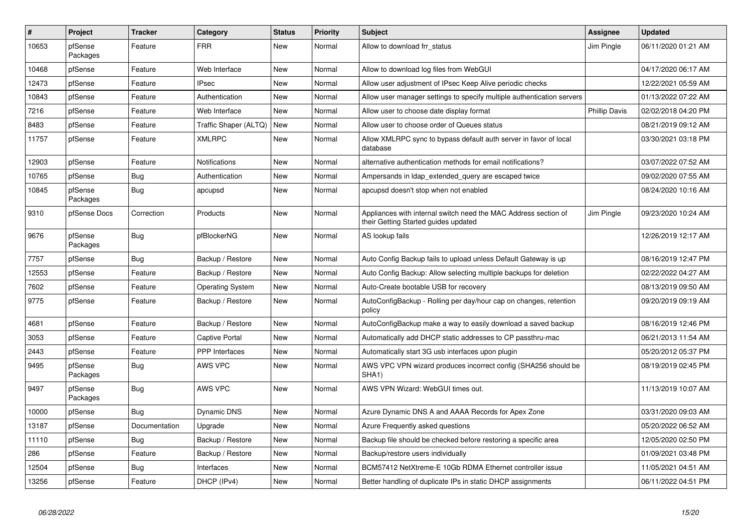| # | Project | Tracker | Category | Status | Priority | Subject | Assignee | Updated |
|---|---|---|---|---|---|---|---|---|
| 10653 | pfSense Packages | Feature | FRR | New | Normal | Allow to download frr_status | Jim Pingle | 06/11/2020 01:21 AM |
| 10468 | pfSense | Feature | Web Interface | New | Normal | Allow to download log files from WebGUI | | 04/17/2020 06:17 AM |
| 12473 | pfSense | Feature | IPsec | New | Normal | Allow user adjustment of IPsec Keep Alive periodic checks | | 12/22/2021 05:59 AM |
| 10843 | pfSense | Feature | Authentication | New | Normal | Allow user manager settings to specify multiple authentication servers | | 01/13/2022 07:22 AM |
| 7216 | pfSense | Feature | Web Interface | New | Normal | Allow user to choose date display format | Phillip Davis | 02/02/2018 04:20 PM |
| 8483 | pfSense | Feature | Traffic Shaper (ALTQ) | New | Normal | Allow user to choose order of Queues status | | 08/21/2019 09:12 AM |
| 11757 | pfSense | Feature | XMLRPC | New | Normal | Allow XMLRPC sync to bypass default auth server in favor of local database | | 03/30/2021 03:18 PM |
| 12903 | pfSense | Feature | Notifications | New | Normal | alternative authentication methods for email notifications? | | 03/07/2022 07:52 AM |
| 10765 | pfSense | Bug | Authentication | New | Normal | Ampersands in ldap_extended_query are escaped twice | | 09/02/2020 07:55 AM |
| 10845 | pfSense Packages | Bug | apcupsd | New | Normal | apcupsd doesn't stop when not enabled | | 08/24/2020 10:16 AM |
| 9310 | pfSense Docs | Correction | Products | New | Normal | Appliances with internal switch need the MAC Address section of their Getting Started guides updated | Jim Pingle | 09/23/2020 10:24 AM |
| 9676 | pfSense Packages | Bug | pfBlockerNG | New | Normal | AS lookup fails | | 12/26/2019 12:17 AM |
| 7757 | pfSense | Bug | Backup / Restore | New | Normal | Auto Config Backup fails to upload unless Default Gateway is up | | 08/16/2019 12:47 PM |
| 12553 | pfSense | Feature | Backup / Restore | New | Normal | Auto Config Backup: Allow selecting multiple backups for deletion | | 02/22/2022 04:27 AM |
| 7602 | pfSense | Feature | Operating System | New | Normal | Auto-Create bootable USB for recovery | | 08/13/2019 09:50 AM |
| 9775 | pfSense | Feature | Backup / Restore | New | Normal | AutoConfigBackup - Rolling per day/hour cap on changes, retention policy | | 09/20/2019 09:19 AM |
| 4681 | pfSense | Feature | Backup / Restore | New | Normal | AutoConfigBackup make a way to easily download a saved backup | | 08/16/2019 12:46 PM |
| 3053 | pfSense | Feature | Captive Portal | New | Normal | Automatically add DHCP static addresses to CP passthru-mac | | 06/21/2013 11:54 AM |
| 2443 | pfSense | Feature | PPP Interfaces | New | Normal | Automatically start 3G usb interfaces upon plugin | | 05/20/2012 05:37 PM |
| 9495 | pfSense Packages | Bug | AWS VPC | New | Normal | AWS VPC VPN wizard produces incorrect config (SHA256 should be SHA1) | | 08/19/2019 02:45 PM |
| 9497 | pfSense Packages | Bug | AWS VPC | New | Normal | AWS VPN Wizard: WebGUI times out. | | 11/13/2019 10:07 AM |
| 10000 | pfSense | Bug | Dynamic DNS | New | Normal | Azure Dynamic DNS A and AAAA Records for Apex Zone | | 03/31/2020 09:03 AM |
| 13187 | pfSense | Documentation | Upgrade | New | Normal | Azure Frequently asked questions | | 05/20/2022 06:52 AM |
| 11110 | pfSense | Bug | Backup / Restore | New | Normal | Backup file should be checked before restoring a specific area | | 12/05/2020 02:50 PM |
| 286 | pfSense | Feature | Backup / Restore | New | Normal | Backup/restore users individually | | 01/09/2021 03:48 PM |
| 12504 | pfSense | Bug | Interfaces | New | Normal | BCM57412 NetXtreme-E 10Gb RDMA Ethernet controller issue | | 11/05/2021 04:51 AM |
| 13256 | pfSense | Feature | DHCP (IPv4) | New | Normal | Better handling of duplicate IPs in static DHCP assignments | | 06/11/2022 04:51 PM |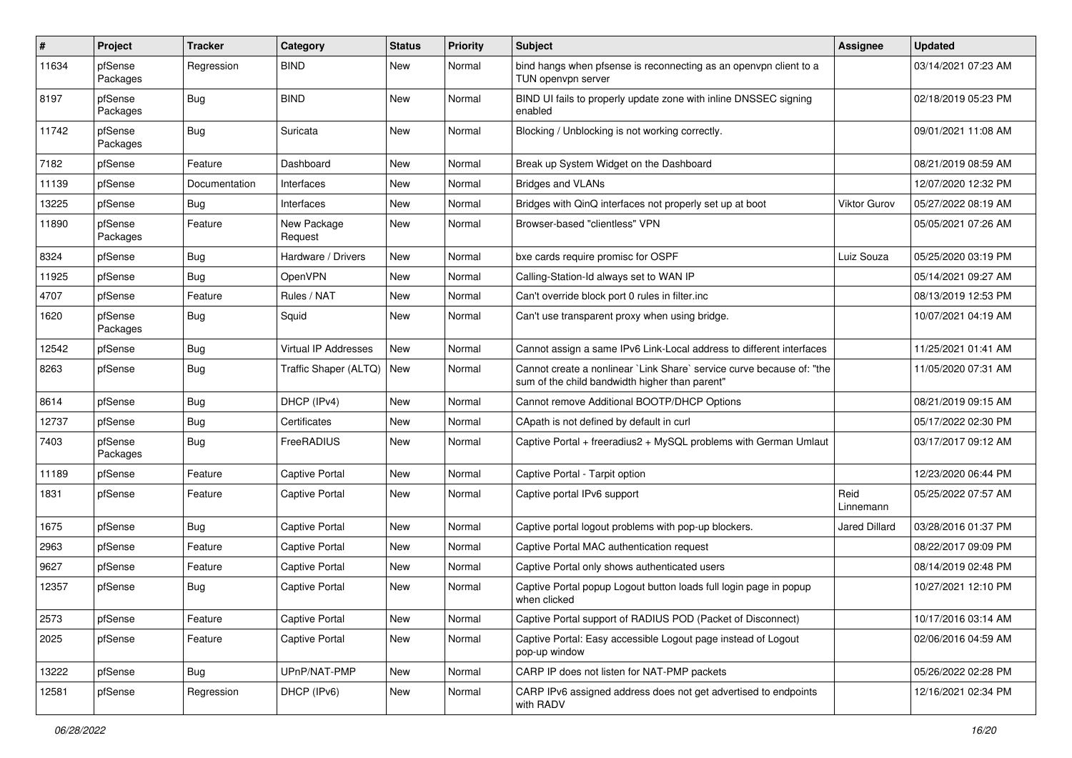| # | Project | Tracker | Category | Status | Priority | Subject | Assignee | Updated |
|---|---|---|---|---|---|---|---|---|
| 11634 | pfSense Packages | Regression | BIND | New | Normal | bind hangs when pfsense is reconnecting as an openvpn client to a TUN openvpn server | | 03/14/2021 07:23 AM |
| 8197 | pfSense Packages | Bug | BIND | New | Normal | BIND UI fails to properly update zone with inline DNSSEC signing enabled | | 02/18/2019 05:23 PM |
| 11742 | pfSense Packages | Bug | Suricata | New | Normal | Blocking / Unblocking is not working correctly. | | 09/01/2021 11:08 AM |
| 7182 | pfSense | Feature | Dashboard | New | Normal | Break up System Widget on the Dashboard | | 08/21/2019 08:59 AM |
| 11139 | pfSense | Documentation | Interfaces | New | Normal | Bridges and VLANs | | 12/07/2020 12:32 PM |
| 13225 | pfSense | Bug | Interfaces | New | Normal | Bridges with QinQ interfaces not properly set up at boot | Viktor Gurov | 05/27/2022 08:19 AM |
| 11890 | pfSense Packages | Feature | New Package Request | New | Normal | Browser-based "clientless" VPN | | 05/05/2021 07:26 AM |
| 8324 | pfSense | Bug | Hardware / Drivers | New | Normal | bxe cards require promisc for OSPF | Luiz Souza | 05/25/2020 03:19 PM |
| 11925 | pfSense | Bug | OpenVPN | New | Normal | Calling-Station-Id always set to WAN IP | | 05/14/2021 09:27 AM |
| 4707 | pfSense | Feature | Rules / NAT | New | Normal | Can't override block port 0 rules in filter.inc | | 08/13/2019 12:53 PM |
| 1620 | pfSense Packages | Bug | Squid | New | Normal | Can't use transparent proxy when using bridge. | | 10/07/2021 04:19 AM |
| 12542 | pfSense | Bug | Virtual IP Addresses | New | Normal | Cannot assign a same IPv6 Link-Local address to different interfaces | | 11/25/2021 01:41 AM |
| 8263 | pfSense | Bug | Traffic Shaper (ALTQ) | New | Normal | Cannot create a nonlinear `Link Share` service curve because of: "the sum of the child bandwidth higher than parent" | | 11/05/2020 07:31 AM |
| 8614 | pfSense | Bug | DHCP (IPv4) | New | Normal | Cannot remove Additional BOOTP/DHCP Options | | 08/21/2019 09:15 AM |
| 12737 | pfSense | Bug | Certificates | New | Normal | CApath is not defined by default in curl | | 05/17/2022 02:30 PM |
| 7403 | pfSense Packages | Bug | FreeRADIUS | New | Normal | Captive Portal + freeradius2 + MySQL problems with German Umlaut | | 03/17/2017 09:12 AM |
| 11189 | pfSense | Feature | Captive Portal | New | Normal | Captive Portal - Tarpit option | | 12/23/2020 06:44 PM |
| 1831 | pfSense | Feature | Captive Portal | New | Normal | Captive portal IPv6 support | Reid Linnemann | 05/25/2022 07:57 AM |
| 1675 | pfSense | Bug | Captive Portal | New | Normal | Captive portal logout problems with pop-up blockers. | Jared Dillard | 03/28/2016 01:37 PM |
| 2963 | pfSense | Feature | Captive Portal | New | Normal | Captive Portal MAC authentication request | | 08/22/2017 09:09 PM |
| 9627 | pfSense | Feature | Captive Portal | New | Normal | Captive Portal only shows authenticated users | | 08/14/2019 02:48 PM |
| 12357 | pfSense | Bug | Captive Portal | New | Normal | Captive Portal popup Logout button loads full login page in popup when clicked | | 10/27/2021 12:10 PM |
| 2573 | pfSense | Feature | Captive Portal | New | Normal | Captive Portal support of RADIUS POD (Packet of Disconnect) | | 10/17/2016 03:14 AM |
| 2025 | pfSense | Feature | Captive Portal | New | Normal | Captive Portal: Easy accessible Logout page instead of Logout pop-up window | | 02/06/2016 04:59 AM |
| 13222 | pfSense | Bug | UPnP/NAT-PMP | New | Normal | CARP IP does not listen for NAT-PMP packets | | 05/26/2022 02:28 PM |
| 12581 | pfSense | Regression | DHCP (IPv6) | New | Normal | CARP IPv6 assigned address does not get advertised to endpoints with RADV | | 12/16/2021 02:34 PM |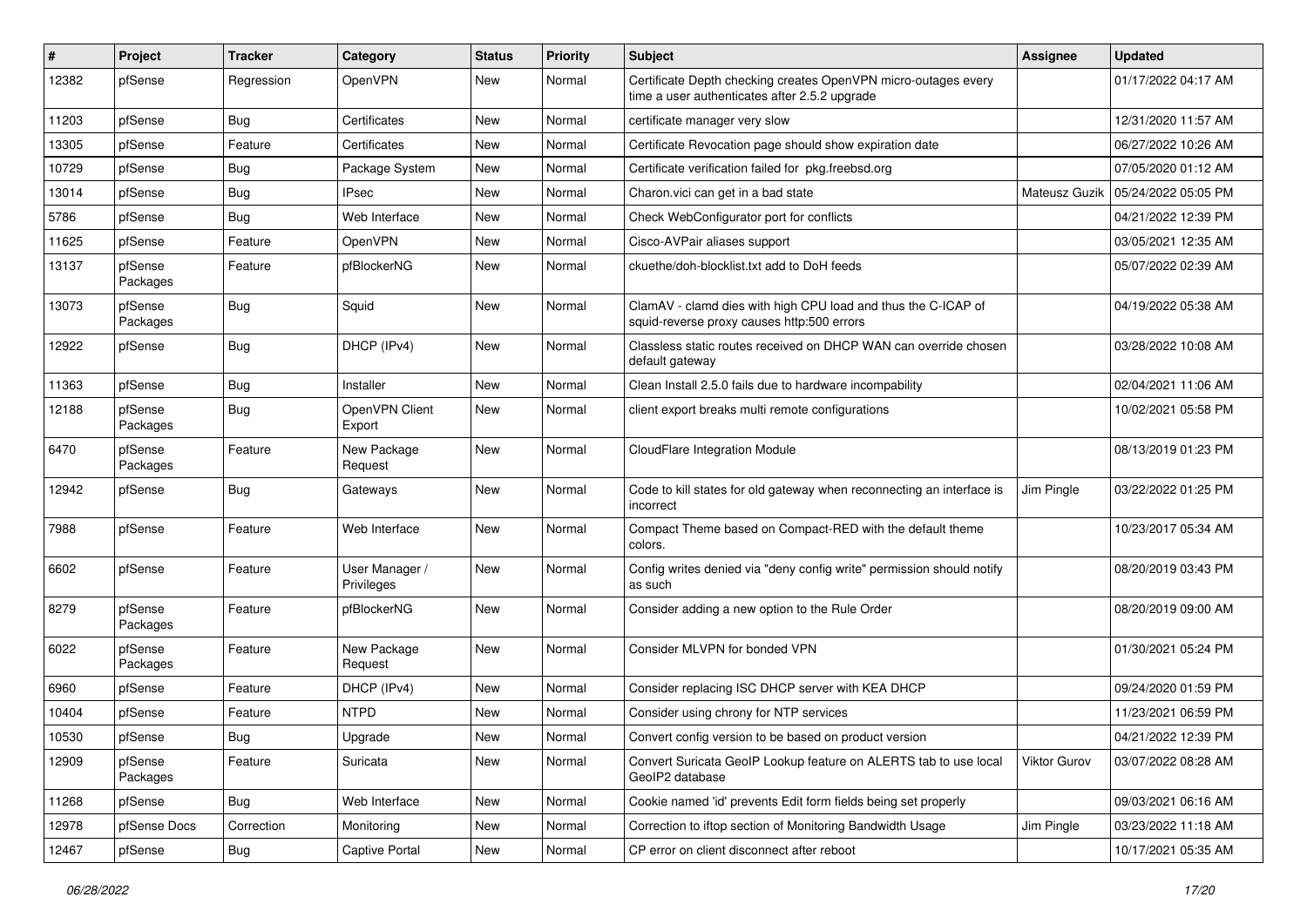| # | Project | Tracker | Category | Status | Priority | Subject | Assignee | Updated |
|---|---|---|---|---|---|---|---|---|
| 12382 | pfSense | Regression | OpenVPN | New | Normal | Certificate Depth checking creates OpenVPN micro-outages every time a user authenticates after 2.5.2 upgrade | | 01/17/2022 04:17 AM |
| 11203 | pfSense | Bug | Certificates | New | Normal | certificate manager very slow | | 12/31/2020 11:57 AM |
| 13305 | pfSense | Feature | Certificates | New | Normal | Certificate Revocation page should show expiration date | | 06/27/2022 10:26 AM |
| 10729 | pfSense | Bug | Package System | New | Normal | Certificate verification failed for pkg.freebsd.org | | 07/05/2020 01:12 AM |
| 13014 | pfSense | Bug | IPsec | New | Normal | Charon.vici can get in a bad state | Mateusz Guzik | 05/24/2022 05:05 PM |
| 5786 | pfSense | Bug | Web Interface | New | Normal | Check WebConfigurator port for conflicts | | 04/21/2022 12:39 PM |
| 11625 | pfSense | Feature | OpenVPN | New | Normal | Cisco-AVPair aliases support | | 03/05/2021 12:35 AM |
| 13137 | pfSense Packages | Feature | pfBlockerNG | New | Normal | ckuethe/doh-blocklist.txt add to DoH feeds | | 05/07/2022 02:39 AM |
| 13073 | pfSense Packages | Bug | Squid | New | Normal | ClamAV - clamd dies with high CPU load and thus the C-ICAP of squid-reverse proxy causes http:500 errors | | 04/19/2022 05:38 AM |
| 12922 | pfSense | Bug | DHCP (IPv4) | New | Normal | Classless static routes received on DHCP WAN can override chosen default gateway | | 03/28/2022 10:08 AM |
| 11363 | pfSense | Bug | Installer | New | Normal | Clean Install 2.5.0 fails due to hardware incompability | | 02/04/2021 11:06 AM |
| 12188 | pfSense Packages | Bug | OpenVPN Client Export | New | Normal | client export breaks multi remote configurations | | 10/02/2021 05:58 PM |
| 6470 | pfSense Packages | Feature | New Package Request | New | Normal | CloudFlare Integration Module | | 08/13/2019 01:23 PM |
| 12942 | pfSense | Bug | Gateways | New | Normal | Code to kill states for old gateway when reconnecting an interface is incorrect | Jim Pingle | 03/22/2022 01:25 PM |
| 7988 | pfSense | Feature | Web Interface | New | Normal | Compact Theme based on Compact-RED with the default theme colors. | | 10/23/2017 05:34 AM |
| 6602 | pfSense | Feature | User Manager / Privileges | New | Normal | Config writes denied via "deny config write" permission should notify as such | | 08/20/2019 03:43 PM |
| 8279 | pfSense Packages | Feature | pfBlockerNG | New | Normal | Consider adding a new option to the Rule Order | | 08/20/2019 09:00 AM |
| 6022 | pfSense Packages | Feature | New Package Request | New | Normal | Consider MLVPN for bonded VPN | | 01/30/2021 05:24 PM |
| 6960 | pfSense | Feature | DHCP (IPv4) | New | Normal | Consider replacing ISC DHCP server with KEA DHCP | | 09/24/2020 01:59 PM |
| 10404 | pfSense | Feature | NTPD | New | Normal | Consider using chrony for NTP services | | 11/23/2021 06:59 PM |
| 10530 | pfSense | Bug | Upgrade | New | Normal | Convert config version to be based on product version | | 04/21/2022 12:39 PM |
| 12909 | pfSense Packages | Feature | Suricata | New | Normal | Convert Suricata GeoIP Lookup feature on ALERTS tab to use local GeoIP2 database | Viktor Gurov | 03/07/2022 08:28 AM |
| 11268 | pfSense | Bug | Web Interface | New | Normal | Cookie named 'id' prevents Edit form fields being set properly | | 09/03/2021 06:16 AM |
| 12978 | pfSense Docs | Correction | Monitoring | New | Normal | Correction to iftop section of Monitoring Bandwidth Usage | Jim Pingle | 03/23/2022 11:18 AM |
| 12467 | pfSense | Bug | Captive Portal | New | Normal | CP error on client disconnect after reboot | | 10/17/2021 05:35 AM |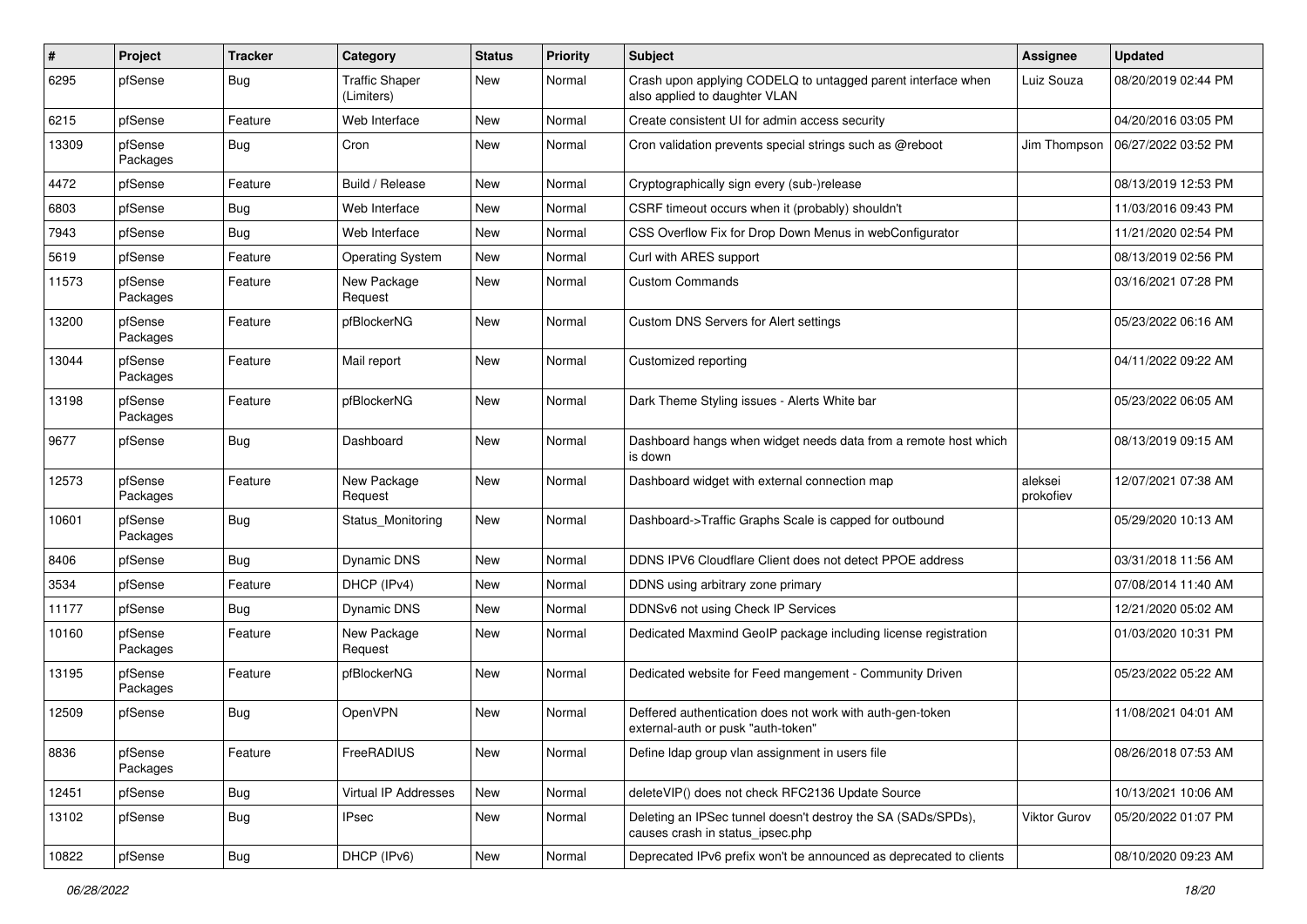| # | Project | Tracker | Category | Status | Priority | Subject | Assignee | Updated |
|---|---|---|---|---|---|---|---|---|
| 6295 | pfSense | Bug | Traffic Shaper (Limiters) | New | Normal | Crash upon applying CODELQ to untagged parent interface when also applied to daughter VLAN | Luiz Souza | 08/20/2019 02:44 PM |
| 6215 | pfSense | Feature | Web Interface | New | Normal | Create consistent UI for admin access security | | 04/20/2016 03:05 PM |
| 13309 | pfSense Packages | Bug | Cron | New | Normal | Cron validation prevents special strings such as @reboot | Jim Thompson | 06/27/2022 03:52 PM |
| 4472 | pfSense | Feature | Build / Release | New | Normal | Cryptographically sign every (sub-)release | | 08/13/2019 12:53 PM |
| 6803 | pfSense | Bug | Web Interface | New | Normal | CSRF timeout occurs when it (probably) shouldn't | | 11/03/2016 09:43 PM |
| 7943 | pfSense | Bug | Web Interface | New | Normal | CSS Overflow Fix for Drop Down Menus in webConfigurator | | 11/21/2020 02:54 PM |
| 5619 | pfSense | Feature | Operating System | New | Normal | Curl with ARES support | | 08/13/2019 02:56 PM |
| 11573 | pfSense Packages | Feature | New Package Request | New | Normal | Custom Commands | | 03/16/2021 07:28 PM |
| 13200 | pfSense Packages | Feature | pfBlockerNG | New | Normal | Custom DNS Servers for Alert settings | | 05/23/2022 06:16 AM |
| 13044 | pfSense Packages | Feature | Mail report | New | Normal | Customized reporting | | 04/11/2022 09:22 AM |
| 13198 | pfSense Packages | Feature | pfBlockerNG | New | Normal | Dark Theme Styling issues - Alerts White bar | | 05/23/2022 06:05 AM |
| 9677 | pfSense | Bug | Dashboard | New | Normal | Dashboard hangs when widget needs data from a remote host which is down | | 08/13/2019 09:15 AM |
| 12573 | pfSense Packages | Feature | New Package Request | New | Normal | Dashboard widget with external connection map | aleksei prokofiev | 12/07/2021 07:38 AM |
| 10601 | pfSense Packages | Bug | Status_Monitoring | New | Normal | Dashboard->Traffic Graphs Scale is capped for outbound | | 05/29/2020 10:13 AM |
| 8406 | pfSense | Bug | Dynamic DNS | New | Normal | DDNS IPV6 Cloudflare Client does not detect PPOE address | | 03/31/2018 11:56 AM |
| 3534 | pfSense | Feature | DHCP (IPv4) | New | Normal | DDNS using arbitrary zone primary | | 07/08/2014 11:40 AM |
| 11177 | pfSense | Bug | Dynamic DNS | New | Normal | DDNSv6 not using Check IP Services | | 12/21/2020 05:02 AM |
| 10160 | pfSense Packages | Feature | New Package Request | New | Normal | Dedicated Maxmind GeoIP package including license registration | | 01/03/2020 10:31 PM |
| 13195 | pfSense Packages | Feature | pfBlockerNG | New | Normal | Dedicated website for Feed mangement - Community Driven | | 05/23/2022 05:22 AM |
| 12509 | pfSense | Bug | OpenVPN | New | Normal | Deffered authentication does not work with auth-gen-token external-auth or pusk "auth-token" | | 11/08/2021 04:01 AM |
| 8836 | pfSense Packages | Feature | FreeRADIUS | New | Normal | Define ldap group vlan assignment in users file | | 08/26/2018 07:53 AM |
| 12451 | pfSense | Bug | Virtual IP Addresses | New | Normal | deleteVIP() does not check RFC2136 Update Source | | 10/13/2021 10:06 AM |
| 13102 | pfSense | Bug | IPsec | New | Normal | Deleting an IPSec tunnel doesn't destroy the SA (SADs/SPDs), causes crash in status_ipsec.php | Viktor Gurov | 05/20/2022 01:07 PM |
| 10822 | pfSense | Bug | DHCP (IPv6) | New | Normal | Deprecated IPv6 prefix won't be announced as deprecated to clients | | 08/10/2020 09:23 AM |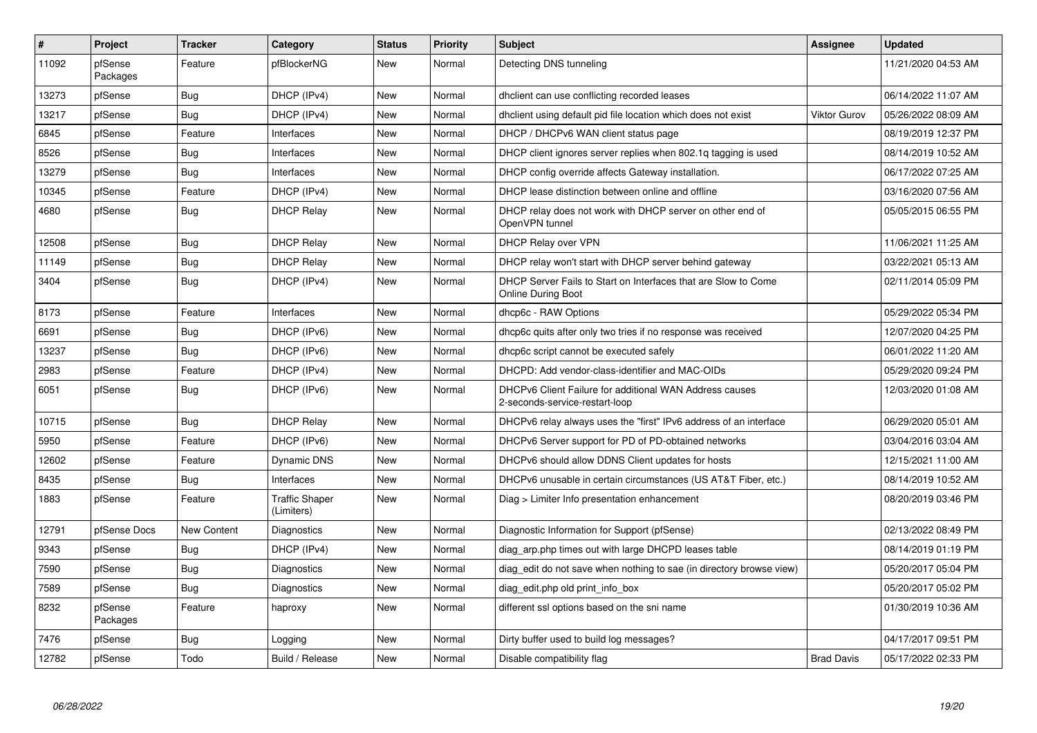| # | Project | Tracker | Category | Status | Priority | Subject | Assignee | Updated |
|---|---|---|---|---|---|---|---|---|
| 11092 | pfSense Packages | Feature | pfBlockerNG | New | Normal | Detecting DNS tunneling | | 11/21/2020 04:53 AM |
| 13273 | pfSense | Bug | DHCP (IPv4) | New | Normal | dhclient can use conflicting recorded leases | | 06/14/2022 11:07 AM |
| 13217 | pfSense | Bug | DHCP (IPv4) | New | Normal | dhclient using default pid file location which does not exist | Viktor Gurov | 05/26/2022 08:09 AM |
| 6845 | pfSense | Feature | Interfaces | New | Normal | DHCP / DHCPv6 WAN client status page | | 08/19/2019 12:37 PM |
| 8526 | pfSense | Bug | Interfaces | New | Normal | DHCP client ignores server replies when 802.1q tagging is used | | 08/14/2019 10:52 AM |
| 13279 | pfSense | Bug | Interfaces | New | Normal | DHCP config override affects Gateway installation. | | 06/17/2022 07:25 AM |
| 10345 | pfSense | Feature | DHCP (IPv4) | New | Normal | DHCP lease distinction between online and offline | | 03/16/2020 07:56 AM |
| 4680 | pfSense | Bug | DHCP Relay | New | Normal | DHCP relay does not work with DHCP server on other end of OpenVPN tunnel | | 05/05/2015 06:55 PM |
| 12508 | pfSense | Bug | DHCP Relay | New | Normal | DHCP Relay over VPN | | 11/06/2021 11:25 AM |
| 11149 | pfSense | Bug | DHCP Relay | New | Normal | DHCP relay won't start with DHCP server behind gateway | | 03/22/2021 05:13 AM |
| 3404 | pfSense | Bug | DHCP (IPv4) | New | Normal | DHCP Server Fails to Start on Interfaces that are Slow to Come Online During Boot | | 02/11/2014 05:09 PM |
| 8173 | pfSense | Feature | Interfaces | New | Normal | dhcp6c - RAW Options | | 05/29/2022 05:34 PM |
| 6691 | pfSense | Bug | DHCP (IPv6) | New | Normal | dhcp6c quits after only two tries if no response was received | | 12/07/2020 04:25 PM |
| 13237 | pfSense | Bug | DHCP (IPv6) | New | Normal | dhcp6c script cannot be executed safely | | 06/01/2022 11:20 AM |
| 2983 | pfSense | Feature | DHCP (IPv4) | New | Normal | DHCPD: Add vendor-class-identifier and MAC-OIDs | | 05/29/2020 09:24 PM |
| 6051 | pfSense | Bug | DHCP (IPv6) | New | Normal | DHCPv6 Client Failure for additional WAN Address causes 2-seconds-service-restart-loop | | 12/03/2020 01:08 AM |
| 10715 | pfSense | Bug | DHCP Relay | New | Normal | DHCPv6 relay always uses the "first" IPv6 address of an interface | | 06/29/2020 05:01 AM |
| 5950 | pfSense | Feature | DHCP (IPv6) | New | Normal | DHCPv6 Server support for PD of PD-obtained networks | | 03/04/2016 03:04 AM |
| 12602 | pfSense | Feature | Dynamic DNS | New | Normal | DHCPv6 should allow DDNS Client updates for hosts | | 12/15/2021 11:00 AM |
| 8435 | pfSense | Bug | Interfaces | New | Normal | DHCPv6 unusable in certain circumstances (US AT&T Fiber, etc.) | | 08/14/2019 10:52 AM |
| 1883 | pfSense | Feature | Traffic Shaper (Limiters) | New | Normal | Diag > Limiter Info presentation enhancement | | 08/20/2019 03:46 PM |
| 12791 | pfSense Docs | New Content | Diagnostics | New | Normal | Diagnostic Information for Support (pfSense) | | 02/13/2022 08:49 PM |
| 9343 | pfSense | Bug | DHCP (IPv4) | New | Normal | diag_arp.php times out with large DHCPD leases table | | 08/14/2019 01:19 PM |
| 7590 | pfSense | Bug | Diagnostics | New | Normal | diag_edit do not save when nothing to sae (in directory browse view) | | 05/20/2017 05:04 PM |
| 7589 | pfSense | Bug | Diagnostics | New | Normal | diag_edit.php old print_info_box | | 05/20/2017 05:02 PM |
| 8232 | pfSense Packages | Feature | haproxy | New | Normal | different ssl options based on the sni name | | 01/30/2019 10:36 AM |
| 7476 | pfSense | Bug | Logging | New | Normal | Dirty buffer used to build log messages? | | 04/17/2017 09:51 PM |
| 12782 | pfSense | Todo | Build / Release | New | Normal | Disable compatibility flag | Brad Davis | 05/17/2022 02:33 PM |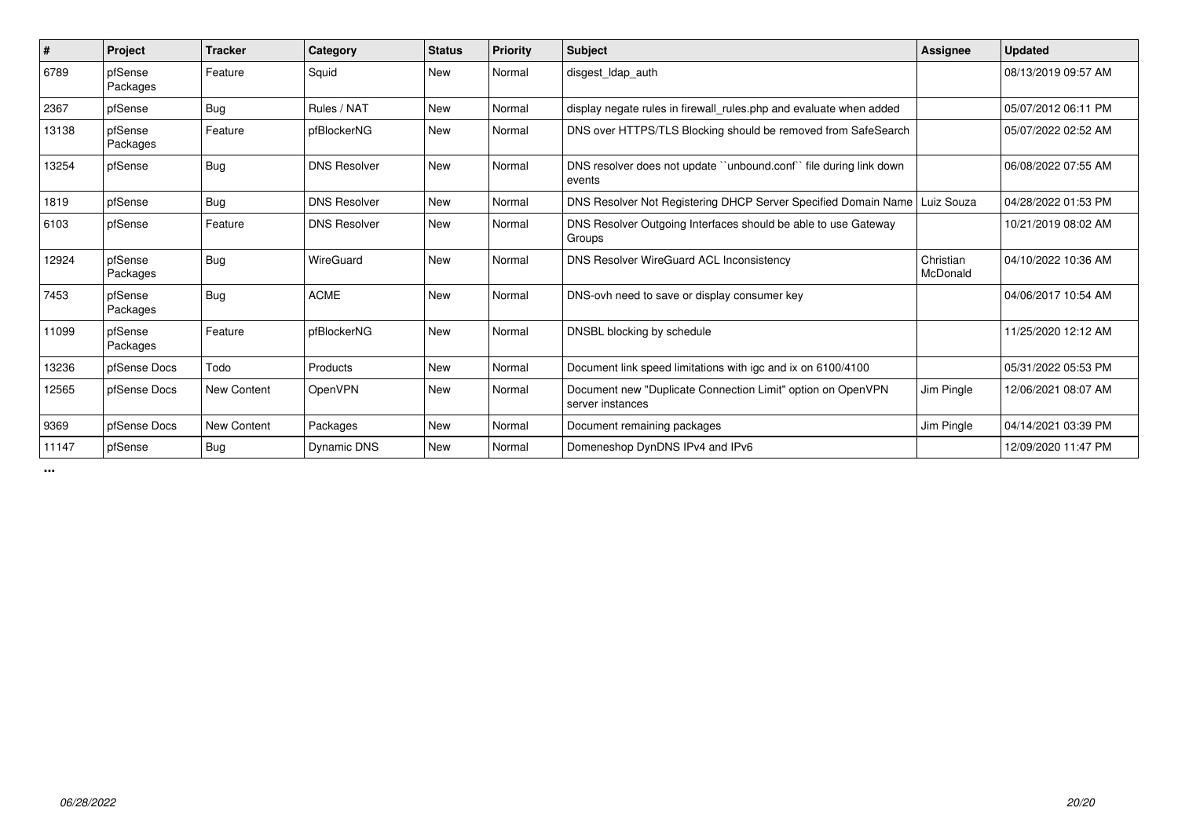| # | Project | Tracker | Category | Status | Priority | Subject | Assignee | Updated |
|---|---|---|---|---|---|---|---|---|
| 6789 | pfSense Packages | Feature | Squid | New | Normal | disgest_ldap_auth | | 08/13/2019 09:57 AM |
| 2367 | pfSense | Bug | Rules / NAT | New | Normal | display negate rules in firewall_rules.php and evaluate when added | | 05/07/2012 06:11 PM |
| 13138 | pfSense Packages | Feature | pfBlockerNG | New | Normal | DNS over HTTPS/TLS Blocking should be removed from SafeSearch | | 05/07/2022 02:52 AM |
| 13254 | pfSense | Bug | DNS Resolver | New | Normal | DNS resolver does not update ``unbound.conf`` file during link down events | | 06/08/2022 07:55 AM |
| 1819 | pfSense | Bug | DNS Resolver | New | Normal | DNS Resolver Not Registering DHCP Server Specified Domain Name | Luiz Souza | 04/28/2022 01:53 PM |
| 6103 | pfSense | Feature | DNS Resolver | New | Normal | DNS Resolver Outgoing Interfaces should be able to use Gateway Groups | | 10/21/2019 08:02 AM |
| 12924 | pfSense Packages | Bug | WireGuard | New | Normal | DNS Resolver WireGuard ACL Inconsistency | Christian McDonald | 04/10/2022 10:36 AM |
| 7453 | pfSense Packages | Bug | ACME | New | Normal | DNS-ovh need to save or display consumer key | | 04/06/2017 10:54 AM |
| 11099 | pfSense Packages | Feature | pfBlockerNG | New | Normal | DNSBL blocking by schedule | | 11/25/2020 12:12 AM |
| 13236 | pfSense Docs | Todo | Products | New | Normal | Document link speed limitations with igc and ix on 6100/4100 | | 05/31/2022 05:53 PM |
| 12565 | pfSense Docs | New Content | OpenVPN | New | Normal | Document new "Duplicate Connection Limit" option on OpenVPN server instances | Jim Pingle | 12/06/2021 08:07 AM |
| 9369 | pfSense Docs | New Content | Packages | New | Normal | Document remaining packages | Jim Pingle | 04/14/2021 03:39 PM |
| 11147 | pfSense | Bug | Dynamic DNS | New | Normal | Domeneshop DynDNS IPv4 and IPv6 | | 12/09/2020 11:47 PM |

...